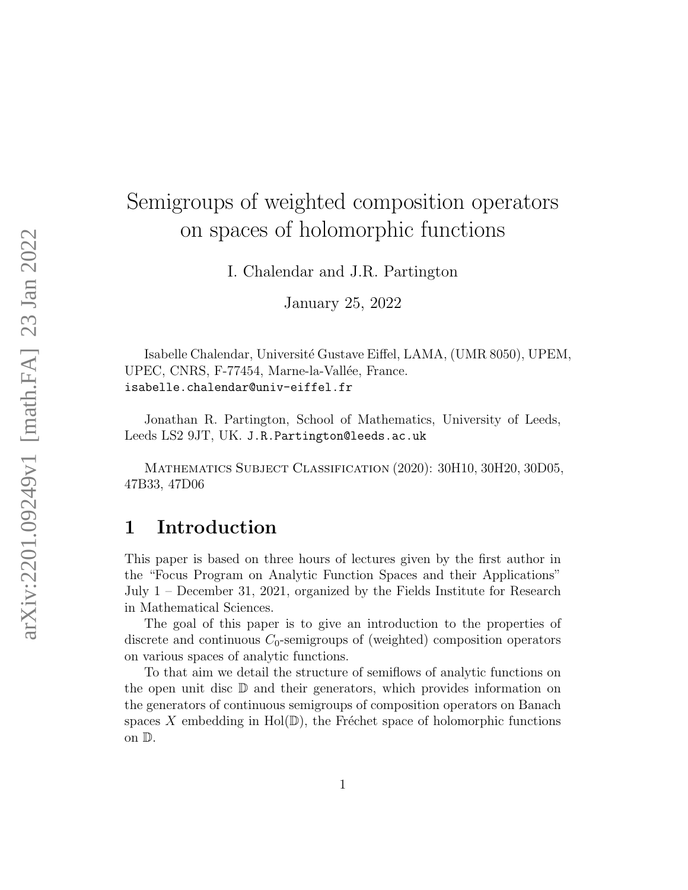# Semigroups of weighted composition operators on spaces of holomorphic functions

I. Chalendar and J.R. Partington

January 25, 2022

Isabelle Chalendar, Université Gustave Eiffel, LAMA, (UMR 8050), UPEM, UPEC, CNRS, F-77454, Marne-la-Vallée, France.
isabelle.chalendar@univ-eiffel.fr

Jonathan R. Partington, School of Mathematics, University of Leeds, Leeds LS2 9JT, UK. J.R.Partington@leeds.ac.uk

Mathematics Subject Classification (2020): 30H10, 30H20, 30D05, 47B33, 47D06

## 1 Introduction

This paper is based on three hours of lectures given by the first author in the "Focus Program on Analytic Function Spaces and their Applications" July 1 – December 31, 2021, organized by the Fields Institute for Research in Mathematical Sciences.

The goal of this paper is to give an introduction to the properties of discrete and continuous $C_0$-semigroups of (weighted) composition operators on various spaces of analytic functions.

To that aim we detail the structure of semiflows of analytic functions on the open unit disc $\mathbb{D}$ and their generators, which provides information on the generators of continuous semigroups of composition operators on Banach spaces $X$ embedding in $\mathrm{Hol}(\mathbb{D})$, the Fréchet space of holomorphic functions on $\mathbb{D}$.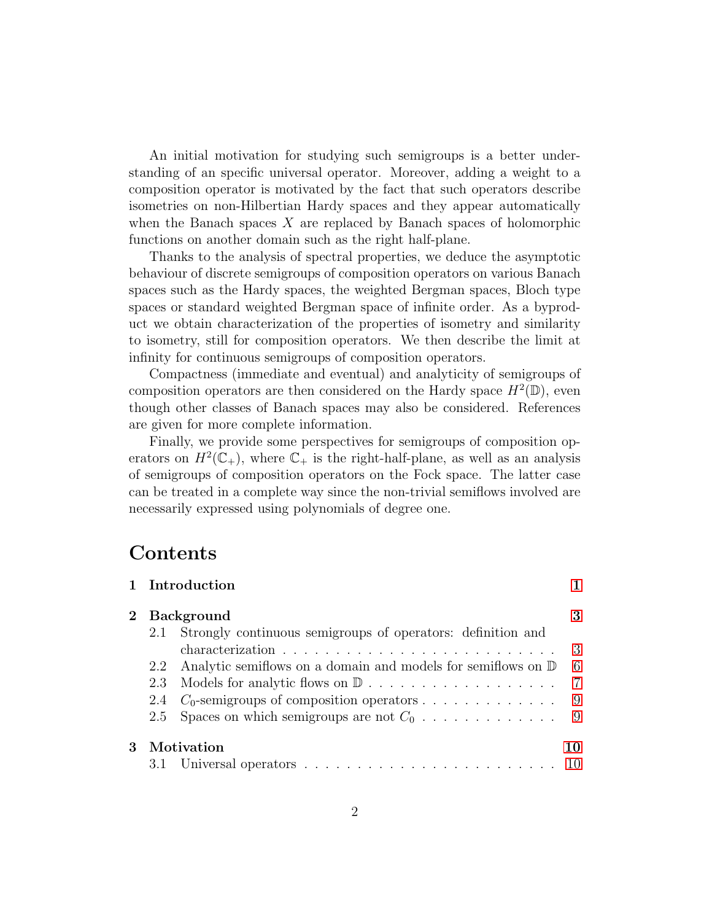An initial motivation for studying such semigroups is a better understanding of an specific universal operator. Moreover, adding a weight to a composition operator is motivated by the fact that such operators describe isometries on non-Hilbertian Hardy spaces and they appear automatically when the Banach spaces $X$ are replaced by Banach spaces of holomorphic functions on another domain such as the right half-plane.

Thanks to the analysis of spectral properties, we deduce the asymptotic behaviour of discrete semigroups of composition operators on various Banach spaces such as the Hardy spaces, the weighted Bergman spaces, Bloch type spaces or standard weighted Bergman space of infinite order. As a byproduct we obtain characterization of the properties of isometry and similarity to isometry, still for composition operators. We then describe the limit at infinity for continuous semigroups of composition operators.

Compactness (immediate and eventual) and analyticity of semigroups of composition operators are then considered on the Hardy space $H^2(\mathbb{D})$, even though other classes of Banach spaces may also be considered. References are given for more complete information.

Finally, we provide some perspectives for semigroups of composition operators on $H^2(\mathbb{C}_+)$, where $\mathbb{C}_+$ is the right-half-plane, as well as an analysis of semigroups of composition operators on the Fock space. The latter case can be treated in a complete way since the non-trivial semiflows involved are necessarily expressed using polynomials of degree one.

# Contents

- **1 Introduction** — 1
- **2 Background** — 3
  - 2.1 Strongly continuous semigroups of operators: definition and characterization — 3
  - 2.2 Analytic semiflows on a domain and models for semiflows on $\mathbb{D}$ — 6
  - 2.3 Models for analytic flows on $\mathbb{D}$ — 7
  - 2.4 $C_0$-semigroups of composition operators — 9
  - 2.5 Spaces on which semigroups are not $C_0$ — 9
- **3 Motivation** — 10
  - 3.1 Universal operators — 10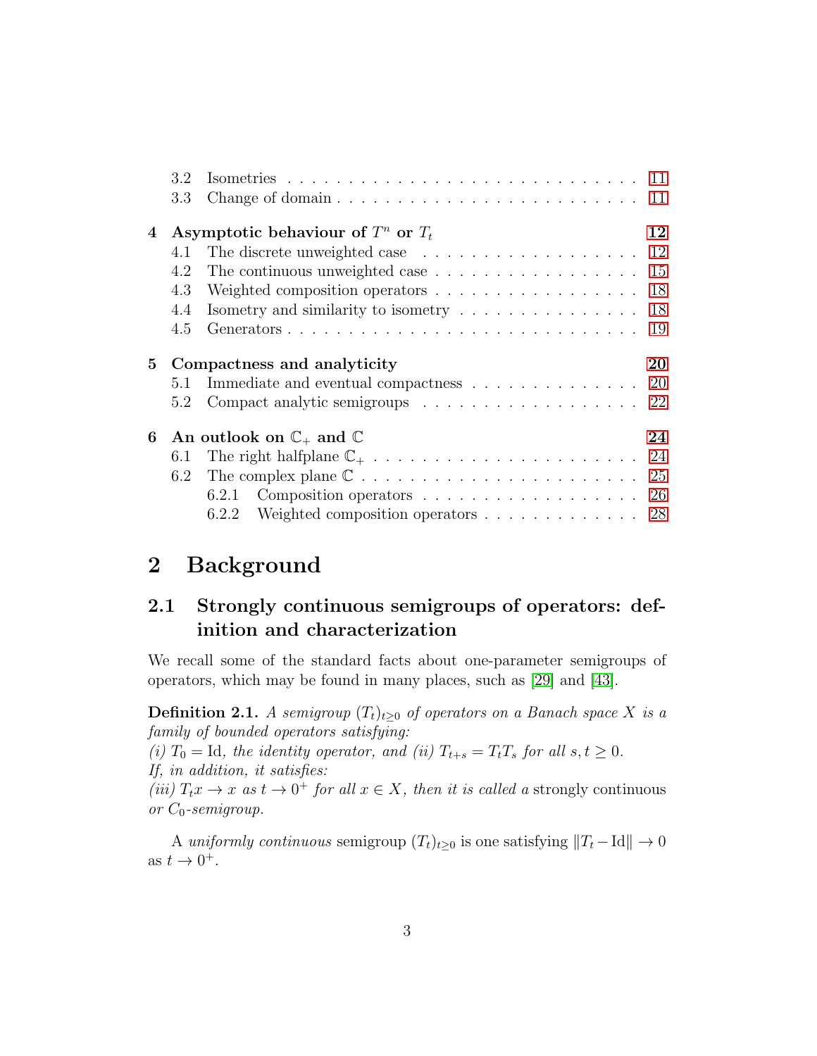3.2 Isometries . . . . . . . . . . . . . . . . . . . . . . . . . . . . 11
3.3 Change of domain . . . . . . . . . . . . . . . . . . . . . . . . 11

4 **Asymptotic behaviour of $T^n$ or $T_t$** **12**
4.1 The discrete unweighted case . . . . . . . . . . . . . . . . . . 12
4.2 The continuous unweighted case . . . . . . . . . . . . . . . . . 15
4.3 Weighted composition operators . . . . . . . . . . . . . . . . . 18
4.4 Isometry and similarity to isometry . . . . . . . . . . . . . . . 18
4.5 Generators . . . . . . . . . . . . . . . . . . . . . . . . . . . . 19

5 **Compactness and analyticity** **20**
5.1 Immediate and eventual compactness . . . . . . . . . . . . . . 20
5.2 Compact analytic semigroups . . . . . . . . . . . . . . . . . . 22

6 **An outlook on $\mathbb{C}_+$ and $\mathbb{C}$** **24**
6.1 The right halfplane $\mathbb{C}_+$ . . . . . . . . . . . . . . . . . . . . . 24
6.2 The complex plane $\mathbb{C}$ . . . . . . . . . . . . . . . . . . . . . . 25
6.2.1 Composition operators . . . . . . . . . . . . . . . . . . . 26
6.2.2 Weighted composition operators . . . . . . . . . . . . . 28

# 2 Background

## 2.1 Strongly continuous semigroups of operators: definition and characterization

We recall some of the standard facts about one-parameter semigroups of operators, which may be found in many places, such as [29] and [43].

**Definition 2.1.** *A semigroup $(T_t)_{t\geq 0}$ of operators on a Banach space $X$ is a family of bounded operators satisfying:*
*(i) $T_0 = \mathrm{Id}$, the identity operator, and (ii) $T_{t+s} = T_t T_s$ for all $s, t \geq 0$.*
*If, in addition, it satisfies:*
*(iii) $T_t x \to x$ as $t \to 0^+$ for all $x \in X$, then it is called a* strongly continuous *or $C_0$-semigroup.*

A *uniformly continuous* semigroup $(T_t)_{t\geq 0}$ is one satisfying $\|T_t - \mathrm{Id}\| \to 0$ as $t \to 0^+$.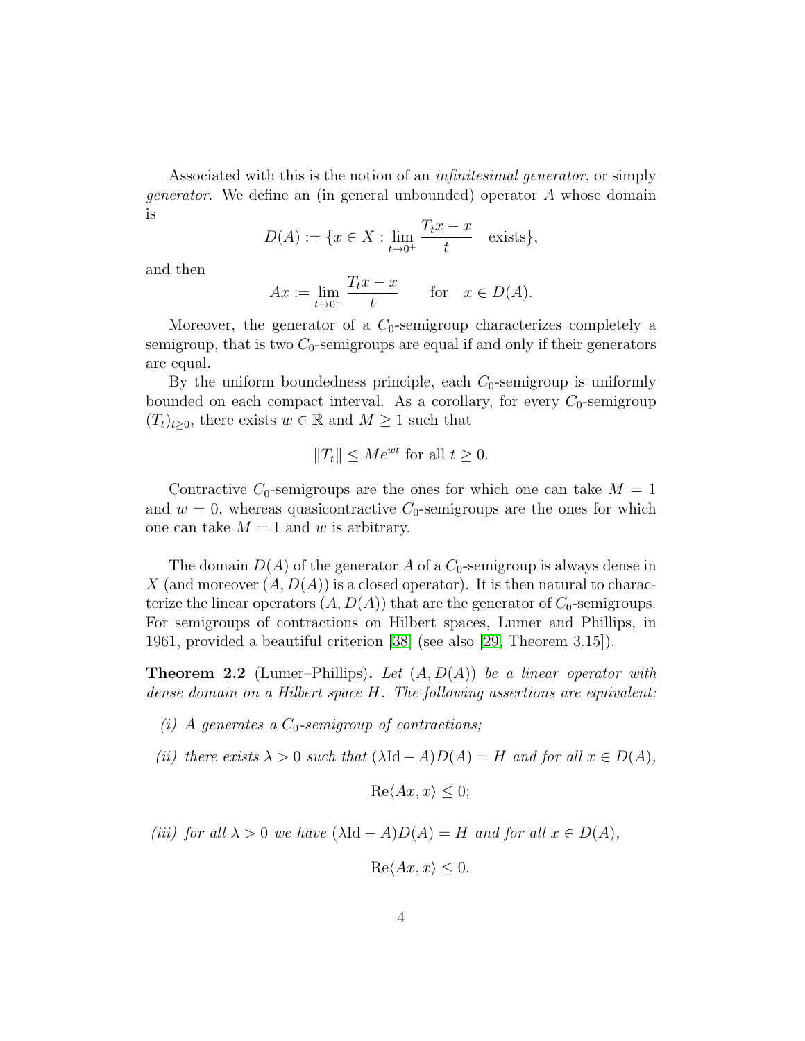Associated with this is the notion of an *infinitesimal generator*, or simply *generator*. We define an (in general unbounded) operator $A$ whose domain is

$$D(A) := \{x \in X : \lim_{t \to 0^+} \frac{T_t x - x}{t} \quad \text{exists}\},$$

and then

$$Ax := \lim_{t \to 0^+} \frac{T_t x - x}{t} \qquad \text{for} \quad x \in D(A).$$

Moreover, the generator of a $C_0$-semigroup characterizes completely a semigroup, that is two $C_0$-semigroups are equal if and only if their generators are equal.

By the uniform boundedness principle, each $C_0$-semigroup is uniformly bounded on each compact interval. As a corollary, for every $C_0$-semigroup $(T_t)_{t \geq 0}$, there exists $w \in \mathbb{R}$ and $M \geq 1$ such that

$$\|T_t\| \leq M e^{wt} \text{ for all } t \geq 0.$$

Contractive $C_0$-semigroups are the ones for which one can take $M = 1$ and $w = 0$, whereas quasicontractive $C_0$-semigroups are the ones for which one can take $M = 1$ and $w$ is arbitrary.

The domain $D(A)$ of the generator $A$ of a $C_0$-semigroup is always dense in $X$ (and moreover $(A, D(A))$ is a closed operator). It is then natural to characterize the linear operators $(A, D(A))$ that are the generator of $C_0$-semigroups. For semigroups of contractions on Hilbert spaces, Lumer and Phillips, in 1961, provided a beautiful criterion [38] (see also [29, Theorem 3.15]).

**Theorem 2.2** (Lumer–Phillips)**.** *Let $(A, D(A))$ be a linear operator with dense domain on a Hilbert space $H$. The following assertions are equivalent:*

- *(i) $A$ generates a $C_0$-semigroup of contractions;*
- *(ii) there exists $\lambda > 0$ such that $(\lambda \mathrm{Id} - A)D(A) = H$ and for all $x \in D(A)$,*

$$\mathrm{Re}\langle Ax, x \rangle \leq 0;$$

- *(iii) for all $\lambda > 0$ we have $(\lambda \mathrm{Id} - A)D(A) = H$ and for all $x \in D(A)$,*

$$\mathrm{Re}\langle Ax, x \rangle \leq 0.$$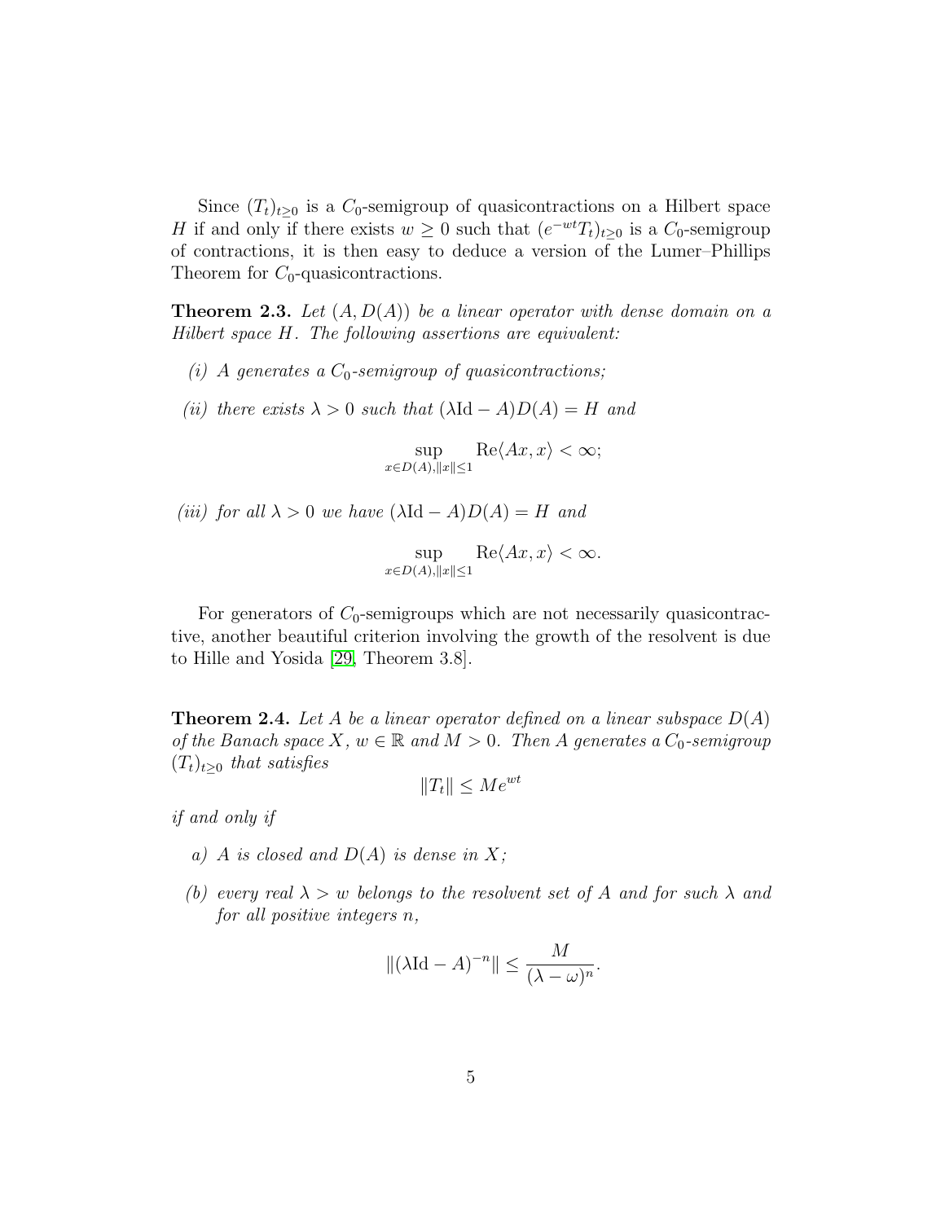Since $(T_t)_{t\geq 0}$ is a $C_0$-semigroup of quasicontractions on a Hilbert space $H$ if and only if there exists $w \geq 0$ such that $(e^{-wt}T_t)_{t\geq 0}$ is a $C_0$-semigroup of contractions, it is then easy to deduce a version of the Lumer–Phillips Theorem for $C_0$-quasicontractions.

**Theorem 2.3.** *Let $(A, D(A))$ be a linear operator with dense domain on a Hilbert space $H$. The following assertions are equivalent:*

*(i) $A$ generates a $C_0$-semigroup of quasicontractions;*

*(ii) there exists $\lambda > 0$ such that $(\lambda \mathrm{Id} - A)D(A) = H$ and*

$$\sup_{x \in D(A), \|x\| \leq 1} \mathrm{Re}\langle Ax, x\rangle < \infty;$$

*(iii) for all $\lambda > 0$ we have $(\lambda \mathrm{Id} - A)D(A) = H$ and*

$$\sup_{x \in D(A), \|x\| \leq 1} \mathrm{Re}\langle Ax, x\rangle < \infty.$$

For generators of $C_0$-semigroups which are not necessarily quasicontractive, another beautiful criterion involving the growth of the resolvent is due to Hille and Yosida [29, Theorem 3.8].

**Theorem 2.4.** *Let $A$ be a linear operator defined on a linear subspace $D(A)$ of the Banach space $X$, $w \in \mathbb{R}$ and $M > 0$. Then $A$ generates a $C_0$-semigroup $(T_t)_{t\geq 0}$ that satisfies*

$$\|T_t\| \leq Me^{wt}$$

*if and only if*

*a) $A$ is closed and $D(A)$ is dense in $X$;*

*(b) every real $\lambda > w$ belongs to the resolvent set of $A$ and for such $\lambda$ and for all positive integers $n$,*

$$\|(\lambda \mathrm{Id} - A)^{-n}\| \leq \frac{M}{(\lambda - \omega)^n}.$$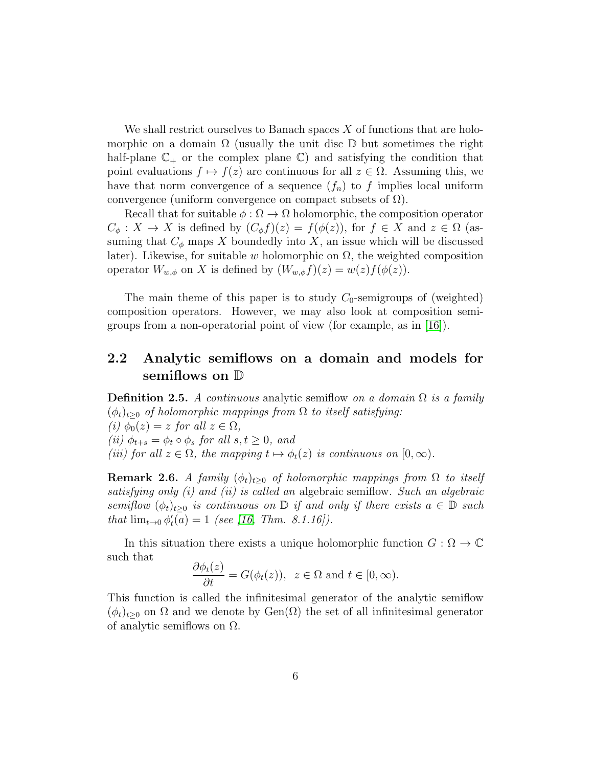We shall restrict ourselves to Banach spaces $X$ of functions that are holomorphic on a domain $\Omega$ (usually the unit disc $\mathbb{D}$ but sometimes the right half-plane $\mathbb{C}_+$ or the complex plane $\mathbb{C}$) and satisfying the condition that point evaluations $f \mapsto f(z)$ are continuous for all $z \in \Omega$. Assuming this, we have that norm convergence of a sequence $(f_n)$ to $f$ implies local uniform convergence (uniform convergence on compact subsets of $\Omega$).

Recall that for suitable $\phi : \Omega \to \Omega$ holomorphic, the composition operator $C_\phi : X \to X$ is defined by $(C_\phi f)(z) = f(\phi(z))$, for $f \in X$ and $z \in \Omega$ (assuming that $C_\phi$ maps $X$ boundedly into $X$, an issue which will be discussed later). Likewise, for suitable $w$ holomorphic on $\Omega$, the weighted composition operator $W_{w,\phi}$ on $X$ is defined by $(W_{w,\phi}f)(z) = w(z)f(\phi(z))$.

The main theme of this paper is to study $C_0$-semigroups of (weighted) composition operators. However, we may also look at composition semigroups from a non-operatorial point of view (for example, as in [16]).

## 2.2 Analytic semiflows on a domain and models for semiflows on $\mathbb{D}$

**Definition 2.5.** *A continuous* analytic semiflow *on a domain $\Omega$ is a family $(\phi_t)_{t\geq 0}$ of holomorphic mappings from $\Omega$ to itself satisfying:*
*(i) $\phi_0(z) = z$ for all $z \in \Omega$,*
*(ii) $\phi_{t+s} = \phi_t \circ \phi_s$ for all $s, t \geq 0$, and*
*(iii) for all $z \in \Omega$, the mapping $t \mapsto \phi_t(z)$ is continuous on $[0, \infty)$.*

**Remark 2.6.** *A family $(\phi_t)_{t\geq 0}$ of holomorphic mappings from $\Omega$ to itself satisfying only (i) and (ii) is called an* algebraic semiflow*. Such an algebraic semiflow $(\phi_t)_{t\geq 0}$ is continuous on $\mathbb{D}$ if and only if there exists $a \in \mathbb{D}$ such that $\lim_{t\to 0} \phi_t'(a) = 1$ (see [16, Thm. 8.1.16]).*

In this situation there exists a unique holomorphic function $G : \Omega \to \mathbb{C}$ such that

$$\frac{\partial \phi_t(z)}{\partial t} = G(\phi_t(z)), \;\; z \in \Omega \text{ and } t \in [0, \infty).$$

This function is called the infinitesimal generator of the analytic semiflow $(\phi_t)_{t\geq 0}$ on $\Omega$ and we denote by $\mathrm{Gen}(\Omega)$ the set of all infinitesimal generator of analytic semiflows on $\Omega$.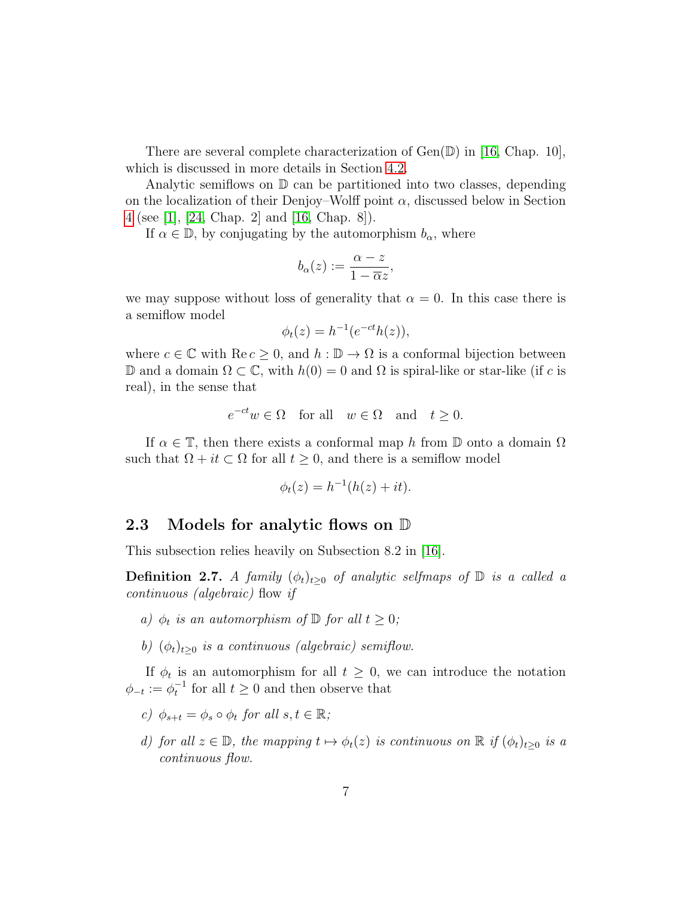There are several complete characterization of Gen($\mathbb{D}$) in [16, Chap. 10], which is discussed in more details in Section 4.2.

Analytic semiflows on $\mathbb{D}$ can be partitioned into two classes, depending on the localization of their Denjoy–Wolff point $\alpha$, discussed below in Section 4 (see [1], [24, Chap. 2] and [16, Chap. 8]).

If $\alpha \in \mathbb{D}$, by conjugating by the automorphism $b_\alpha$, where

$$b_\alpha(z) := \frac{\alpha - z}{1 - \overline{\alpha} z},$$

we may suppose without loss of generality that $\alpha = 0$. In this case there is a semiflow model

$$\phi_t(z) = h^{-1}(e^{-ct} h(z)),$$

where $c \in \mathbb{C}$ with $\operatorname{Re} c \geq 0$, and $h : \mathbb{D} \to \Omega$ is a conformal bijection between $\mathbb{D}$ and a domain $\Omega \subset \mathbb{C}$, with $h(0) = 0$ and $\Omega$ is spiral-like or star-like (if $c$ is real), in the sense that

$$e^{-ct} w \in \Omega \quad \text{for all} \quad w \in \Omega \quad \text{and} \quad t \geq 0.$$

If $\alpha \in \mathbb{T}$, then there exists a conformal map $h$ from $\mathbb{D}$ onto a domain $\Omega$ such that $\Omega + it \subset \Omega$ for all $t \geq 0$, and there is a semiflow model

$$\phi_t(z) = h^{-1}(h(z) + it).$$

## 2.3 Models for analytic flows on $\mathbb{D}$

This subsection relies heavily on Subsection 8.2 in [16].

**Definition 2.7.** *A family $(\phi_t)_{t \geq 0}$ of analytic selfmaps of $\mathbb{D}$ is a called a continuous (algebraic)* flow *if*

*a) $\phi_t$ is an automorphism of $\mathbb{D}$ for all $t \geq 0$;*

*b) $(\phi_t)_{t \geq 0}$ is a continuous (algebraic) semiflow.*

If $\phi_t$ is an automorphism for all $t \geq 0$, we can introduce the notation $\phi_{-t} := \phi_t^{-1}$ for all $t \geq 0$ and then observe that

*c) $\phi_{s+t} = \phi_s \circ \phi_t$ for all $s, t \in \mathbb{R}$;*

*d) for all $z \in \mathbb{D}$, the mapping $t \mapsto \phi_t(z)$ is continuous on $\mathbb{R}$ if $(\phi_t)_{t \geq 0}$ is a continuous flow.*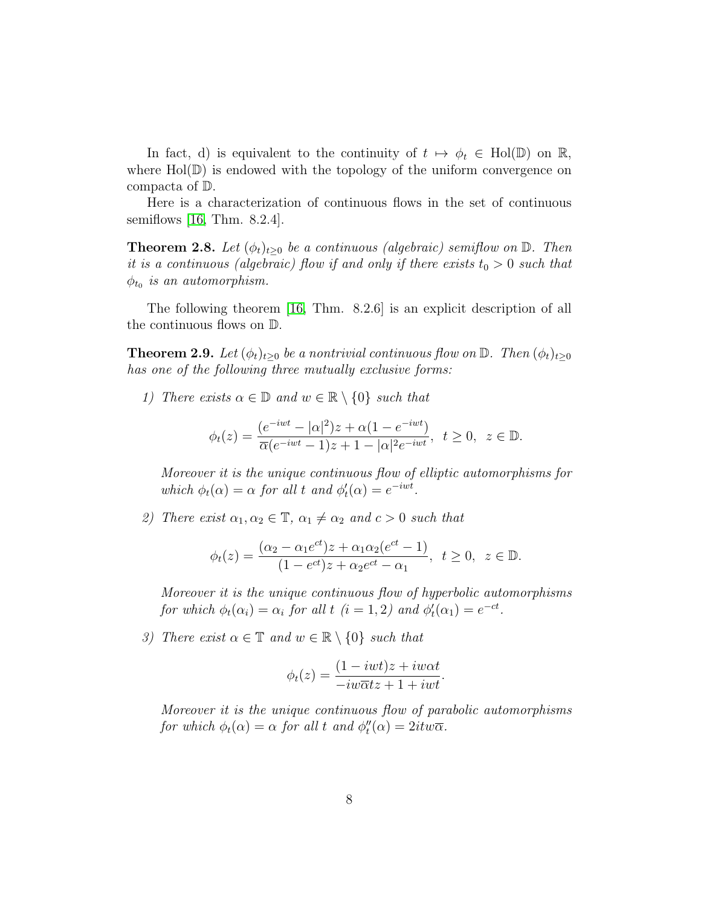In fact, d) is equivalent to the continuity of $t \mapsto \phi_t \in \mathrm{Hol}(\mathbb{D})$ on $\mathbb{R}$, where $\mathrm{Hol}(\mathbb{D})$ is endowed with the topology of the uniform convergence on compacta of $\mathbb{D}$.

Here is a characterization of continuous flows in the set of continuous semiflows [16, Thm. 8.2.4].

**Theorem 2.8.** *Let $(\phi_t)_{t\geq 0}$ be a continuous (algebraic) semiflow on $\mathbb{D}$. Then it is a continuous (algebraic) flow if and only if there exists $t_0 > 0$ such that $\phi_{t_0}$ is an automorphism.*

The following theorem [16, Thm. 8.2.6] is an explicit description of all the continuous flows on $\mathbb{D}$.

**Theorem 2.9.** *Let $(\phi_t)_{t\geq 0}$ be a nontrivial continuous flow on $\mathbb{D}$. Then $(\phi_t)_{t\geq 0}$ has one of the following three mutually exclusive forms:*

1) *There exists $\alpha \in \mathbb{D}$ and $w \in \mathbb{R} \setminus \{0\}$ such that*

$$\phi_t(z) = \frac{(e^{-iwt} - |\alpha|^2)z + \alpha(1 - e^{-iwt})}{\overline{\alpha}(e^{-iwt} - 1)z + 1 - |\alpha|^2 e^{-iwt}}, \ \ t \geq 0, \ \ z \in \mathbb{D}.$$

*Moreover it is the unique continuous flow of elliptic automorphisms for which $\phi_t(\alpha) = \alpha$ for all $t$ and $\phi_t'(\alpha) = e^{-iwt}$.*

2) *There exist $\alpha_1, \alpha_2 \in \mathbb{T}$, $\alpha_1 \neq \alpha_2$ and $c > 0$ such that*

$$\phi_t(z) = \frac{(\alpha_2 - \alpha_1 e^{ct})z + \alpha_1\alpha_2(e^{ct} - 1)}{(1 - e^{ct})z + \alpha_2 e^{ct} - \alpha_1}, \ \ t \geq 0, \ \ z \in \mathbb{D}.$$

*Moreover it is the unique continuous flow of hyperbolic automorphisms for which $\phi_t(\alpha_i) = \alpha_i$ for all $t$ ($i = 1, 2$) and $\phi_t'(\alpha_1) = e^{-ct}$.*

3) *There exist $\alpha \in \mathbb{T}$ and $w \in \mathbb{R} \setminus \{0\}$ such that*

$$\phi_t(z) = \frac{(1 - iwt)z + iw\alpha t}{-iw\overline{\alpha}tz + 1 + iwt}.$$

*Moreover it is the unique continuous flow of parabolic automorphisms for which $\phi_t(\alpha) = \alpha$ for all $t$ and $\phi_t''(\alpha) = 2itw\overline{\alpha}$.*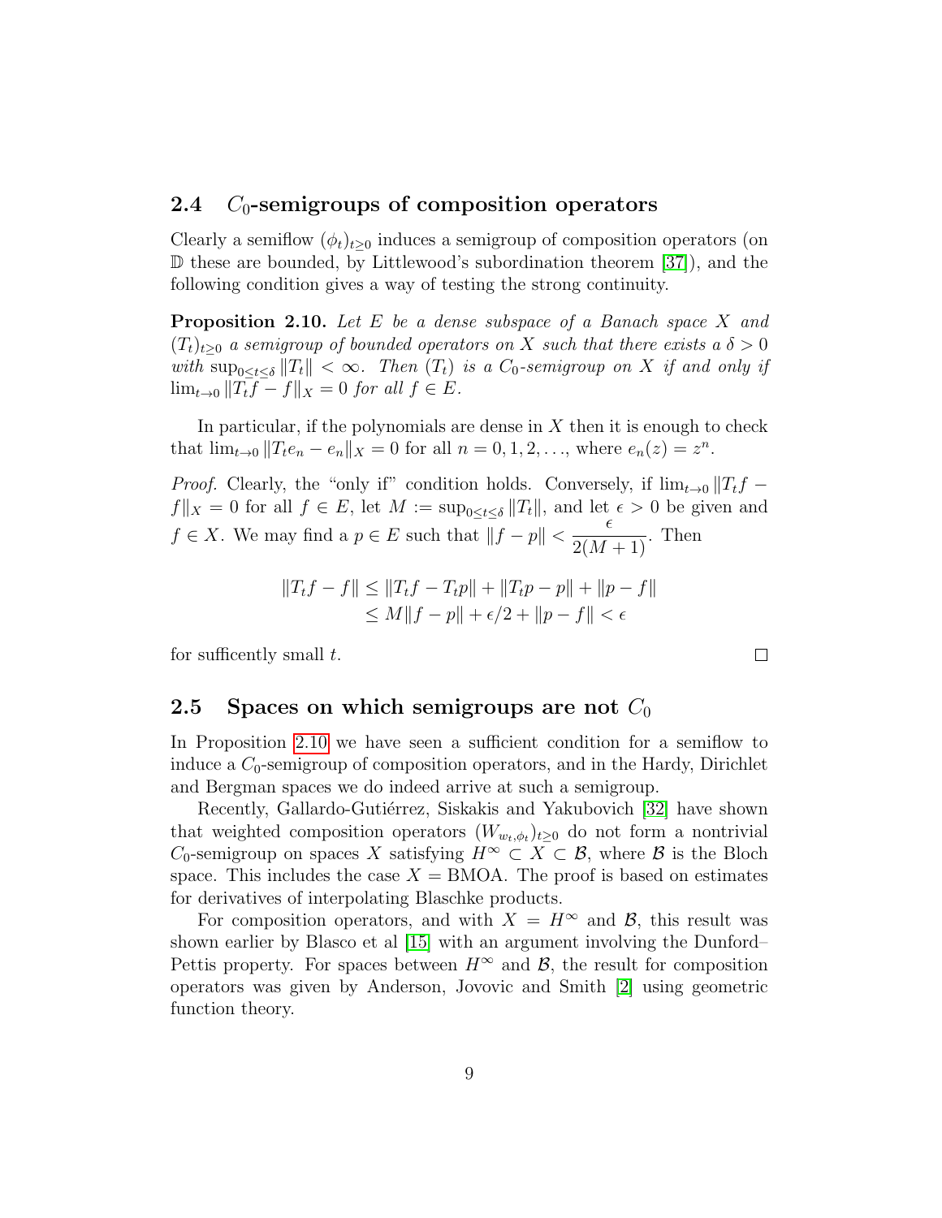### 2.4 $C_0$-semigroups of composition operators

Clearly a semiflow $(\phi_t)_{t\geq 0}$ induces a semigroup of composition operators (on $\mathbb{D}$ these are bounded, by Littlewood's subordination theorem [37]), and the following condition gives a way of testing the strong continuity.

**Proposition 2.10.** *Let $E$ be a dense subspace of a Banach space $X$ and $(T_t)_{t\geq 0}$ a semigroup of bounded operators on $X$ such that there exists a $\delta > 0$ with $\sup_{0\leq t\leq \delta} \|T_t\| < \infty$. Then $(T_t)$ is a $C_0$-semigroup on $X$ if and only if $\lim_{t\to 0} \|T_t f - f\|_X = 0$ for all $f \in E$.*

In particular, if the polynomials are dense in $X$ then it is enough to check that $\lim_{t\to 0} \|T_t e_n - e_n\|_X = 0$ for all $n = 0, 1, 2, \ldots$, where $e_n(z) = z^n$.

*Proof.* Clearly, the "only if" condition holds. Conversely, if $\lim_{t\to 0} \|T_t f - f\|_X = 0$ for all $f \in E$, let $M := \sup_{0\leq t\leq \delta} \|T_t\|$, and let $\epsilon > 0$ be given and $f \in X$. We may find a $p \in E$ such that $\|f - p\| < \dfrac{\epsilon}{2(M+1)}$. Then

$$
\begin{aligned}
\|T_t f - f\| &\leq \|T_t f - T_t p\| + \|T_t p - p\| + \|p - f\| \\
&\leq M\|f - p\| + \epsilon/2 + \|p - f\| < \epsilon
\end{aligned}
$$

for sufficently small $t$. □

### 2.5 Spaces on which semigroups are not $C_0$

In Proposition 2.10 we have seen a sufficient condition for a semiflow to induce a $C_0$-semigroup of composition operators, and in the Hardy, Dirichlet and Bergman spaces we do indeed arrive at such a semigroup.

Recently, Gallardo-Gutiérrez, Siskakis and Yakubovich [32] have shown that weighted composition operators $(W_{w_t,\phi_t})_{t\geq 0}$ do not form a nontrivial $C_0$-semigroup on spaces $X$ satisfying $H^\infty \subset X \subset \mathcal{B}$, where $\mathcal{B}$ is the Bloch space. This includes the case $X = \mathrm{BMOA}$. The proof is based on estimates for derivatives of interpolating Blaschke products.

For composition operators, and with $X = H^\infty$ and $\mathcal{B}$, this result was shown earlier by Blasco et al [15] with an argument involving the Dunford–Pettis property. For spaces between $H^\infty$ and $\mathcal{B}$, the result for composition operators was given by Anderson, Jovovic and Smith [2] using geometric function theory.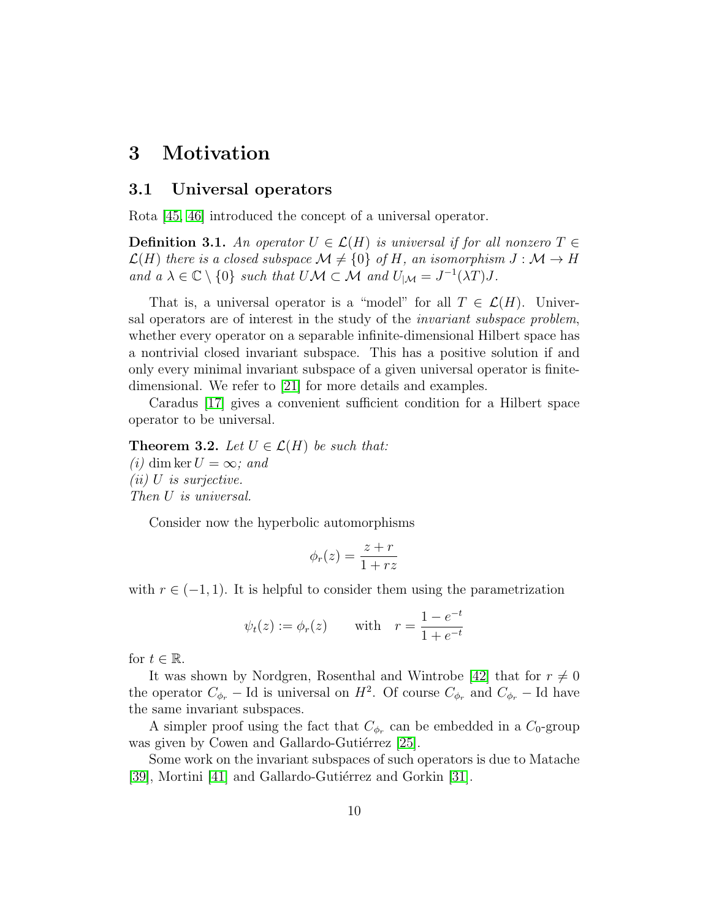# 3 Motivation

## 3.1 Universal operators

Rota [45, 46] introduced the concept of a universal operator.

**Definition 3.1.** *An operator $U \in \mathcal{L}(H)$ is universal if for all nonzero $T \in \mathcal{L}(H)$ there is a closed subspace $\mathcal{M} \neq \{0\}$ of $H$, an isomorphism $J : \mathcal{M} \to H$ and a $\lambda \in \mathbb{C} \setminus \{0\}$ such that $U\mathcal{M} \subset \mathcal{M}$ and $U_{|\mathcal{M}} = J^{-1}(\lambda T)J$.*

That is, a universal operator is a "model" for all $T \in \mathcal{L}(H)$. Universal operators are of interest in the study of the *invariant subspace problem*, whether every operator on a separable infinite-dimensional Hilbert space has a nontrivial closed invariant subspace. This has a positive solution if and only every minimal invariant subspace of a given universal operator is finite-dimensional. We refer to [21] for more details and examples.

Caradus [17] gives a convenient sufficient condition for a Hilbert space operator to be universal.

**Theorem 3.2.** *Let $U \in \mathcal{L}(H)$ be such that:*
*(i) $\dim \ker U = \infty$; and*
*(ii) $U$ is surjective.*
*Then $U$ is universal.*

Consider now the hyperbolic automorphisms

$$\phi_r(z) = \frac{z+r}{1+rz}$$

with $r \in (-1, 1)$. It is helpful to consider them using the parametrization

$$\psi_t(z) := \phi_r(z) \qquad \text{with} \quad r = \frac{1-e^{-t}}{1+e^{-t}}$$

for $t \in \mathbb{R}$.

It was shown by Nordgren, Rosenthal and Wintrobe [42] that for $r \neq 0$ the operator $C_{\phi_r} - \mathrm{Id}$ is universal on $H^2$. Of course $C_{\phi_r}$ and $C_{\phi_r} - \mathrm{Id}$ have the same invariant subspaces.

A simpler proof using the fact that $C_{\phi_r}$ can be embedded in a $C_0$-group was given by Cowen and Gallardo-Gutiérrez [25].

Some work on the invariant subspaces of such operators is due to Matache [39], Mortini [41] and Gallardo-Gutiérrez and Gorkin [31].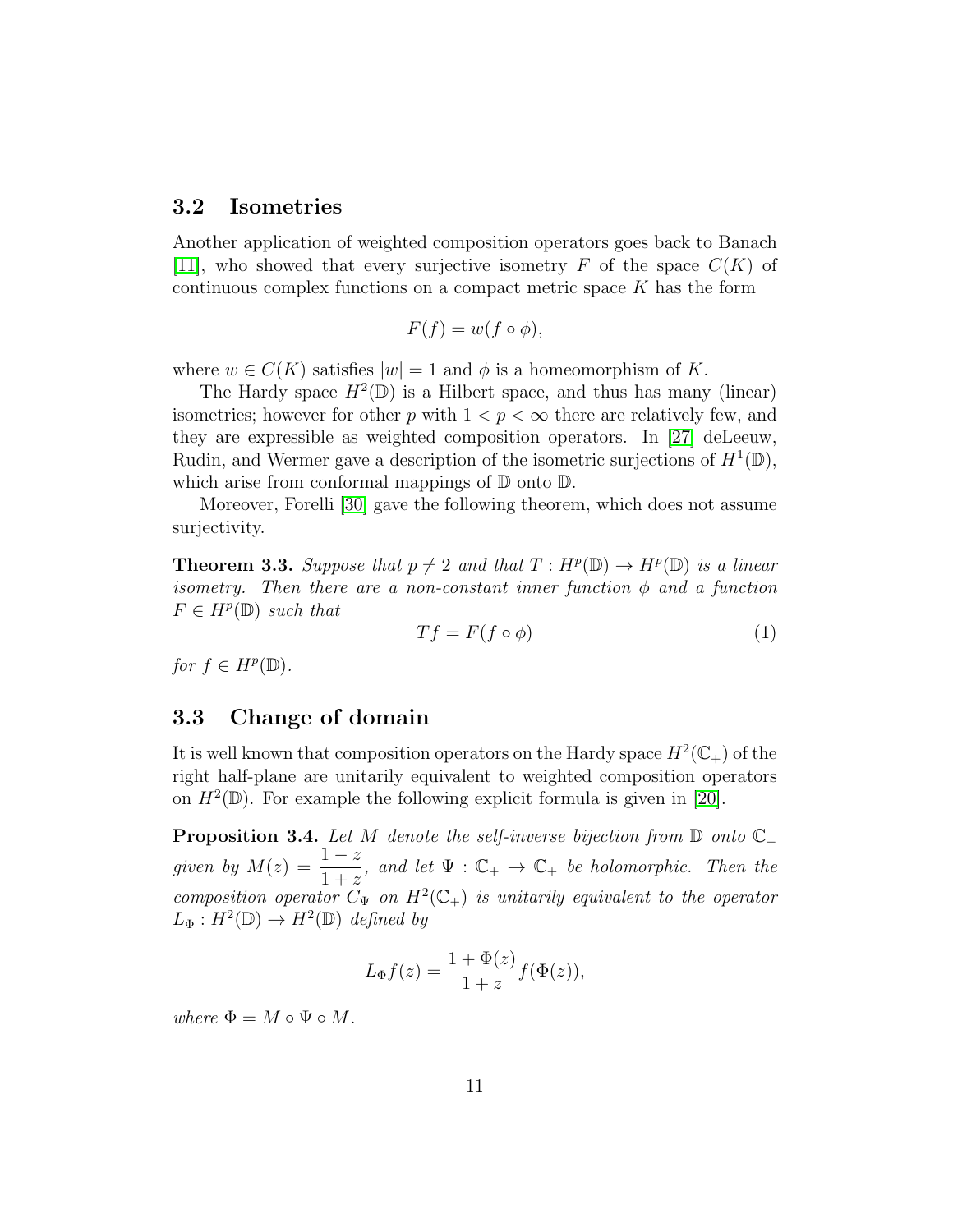## 3.2 Isometries

Another application of weighted composition operators goes back to Banach [11], who showed that every surjective isometry $F$ of the space $C(K)$ of continuous complex functions on a compact metric space $K$ has the form

$$F(f) = w(f \circ \phi),$$

where $w \in C(K)$ satisfies $|w| = 1$ and $\phi$ is a homeomorphism of $K$.

The Hardy space $H^2(\mathbb{D})$ is a Hilbert space, and thus has many (linear) isometries; however for other $p$ with $1 < p < \infty$ there are relatively few, and they are expressible as weighted composition operators. In [27] deLeeuw, Rudin, and Wermer gave a description of the isometric surjections of $H^1(\mathbb{D})$, which arise from conformal mappings of $\mathbb{D}$ onto $\mathbb{D}$.

Moreover, Forelli [30] gave the following theorem, which does not assume surjectivity.

**Theorem 3.3.** *Suppose that $p \neq 2$ and that $T : H^p(\mathbb{D}) \to H^p(\mathbb{D})$ is a linear isometry. Then there are a non-constant inner function $\phi$ and a function $F \in H^p(\mathbb{D})$ such that*

$$Tf = F(f \circ \phi) \tag{1}$$

*for $f \in H^p(\mathbb{D})$.*

## 3.3 Change of domain

It is well known that composition operators on the Hardy space $H^2(\mathbb{C}_+)$ of the right half-plane are unitarily equivalent to weighted composition operators on $H^2(\mathbb{D})$. For example the following explicit formula is given in [20].

**Proposition 3.4.** *Let $M$ denote the self-inverse bijection from $\mathbb{D}$ onto $\mathbb{C}_+$ given by $M(z) = \dfrac{1-z}{1+z}$, and let $\Psi : \mathbb{C}_+ \to \mathbb{C}_+$ be holomorphic. Then the composition operator $C_\Psi$ on $H^2(\mathbb{C}_+)$ is unitarily equivalent to the operator $L_\Phi : H^2(\mathbb{D}) \to H^2(\mathbb{D})$ defined by*

$$L_\Phi f(z) = \frac{1 + \Phi(z)}{1 + z} f(\Phi(z)),$$

*where $\Phi = M \circ \Psi \circ M$.*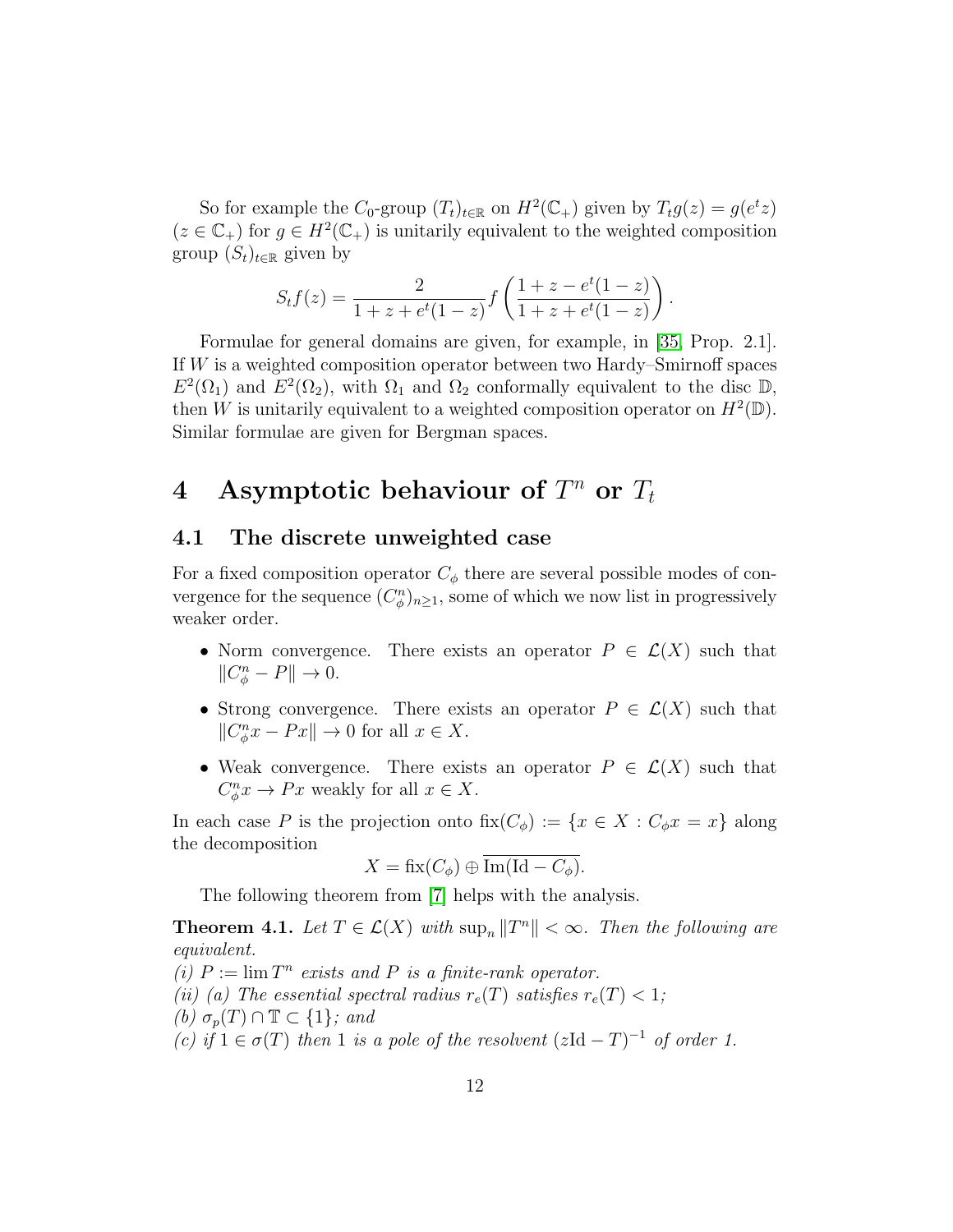So for example the $C_0$-group $(T_t)_{t\in\mathbb{R}}$ on $H^2(\mathbb{C}_+)$ given by $T_t g(z) = g(e^t z)$ ($z \in \mathbb{C}_+$) for $g \in H^2(\mathbb{C}_+)$ is unitarily equivalent to the weighted composition group $(S_t)_{t\in\mathbb{R}}$ given by

$$S_t f(z) = \frac{2}{1+z+e^t(1-z)} f\left(\frac{1+z-e^t(1-z)}{1+z+e^t(1-z)}\right).$$

Formulae for general domains are given, for example, in [35, Prop. 2.1]. If $W$ is a weighted composition operator between two Hardy–Smirnoff spaces $E^2(\Omega_1)$ and $E^2(\Omega_2)$, with $\Omega_1$ and $\Omega_2$ conformally equivalent to the disc $\mathbb{D}$, then $W$ is unitarily equivalent to a weighted composition operator on $H^2(\mathbb{D})$. Similar formulae are given for Bergman spaces.

# 4 Asymptotic behaviour of $T^n$ or $T_t$

## 4.1 The discrete unweighted case

For a fixed composition operator $C_\phi$ there are several possible modes of convergence for the sequence $(C_\phi^n)_{n\geq 1}$, some of which we now list in progressively weaker order.

- Norm convergence. There exists an operator $P \in \mathcal{L}(X)$ such that $\|C_\phi^n - P\| \to 0$.
- Strong convergence. There exists an operator $P \in \mathcal{L}(X)$ such that $\|C_\phi^n x - Px\| \to 0$ for all $x \in X$.
- Weak convergence. There exists an operator $P \in \mathcal{L}(X)$ such that $C_\phi^n x \to Px$ weakly for all $x \in X$.

In each case $P$ is the projection onto $\mathrm{fix}(C_\phi) := \{x \in X : C_\phi x = x\}$ along the decomposition

$$X = \mathrm{fix}(C_\phi) \oplus \overline{\mathrm{Im}(\mathrm{Id} - C_\phi)}.$$

The following theorem from [7] helps with the analysis.

**Theorem 4.1.** *Let $T \in \mathcal{L}(X)$ with $\sup_n \|T^n\| < \infty$. Then the following are equivalent.*
*(i) $P := \lim T^n$ exists and $P$ is a finite-rank operator.*
*(ii) (a) The essential spectral radius $r_e(T)$ satisfies $r_e(T) < 1$;*
*(b) $\sigma_p(T) \cap \mathbb{T} \subset \{1\}$; and*
*(c) if $1 \in \sigma(T)$ then 1 is a pole of the resolvent $(z\mathrm{Id} - T)^{-1}$ of order 1.*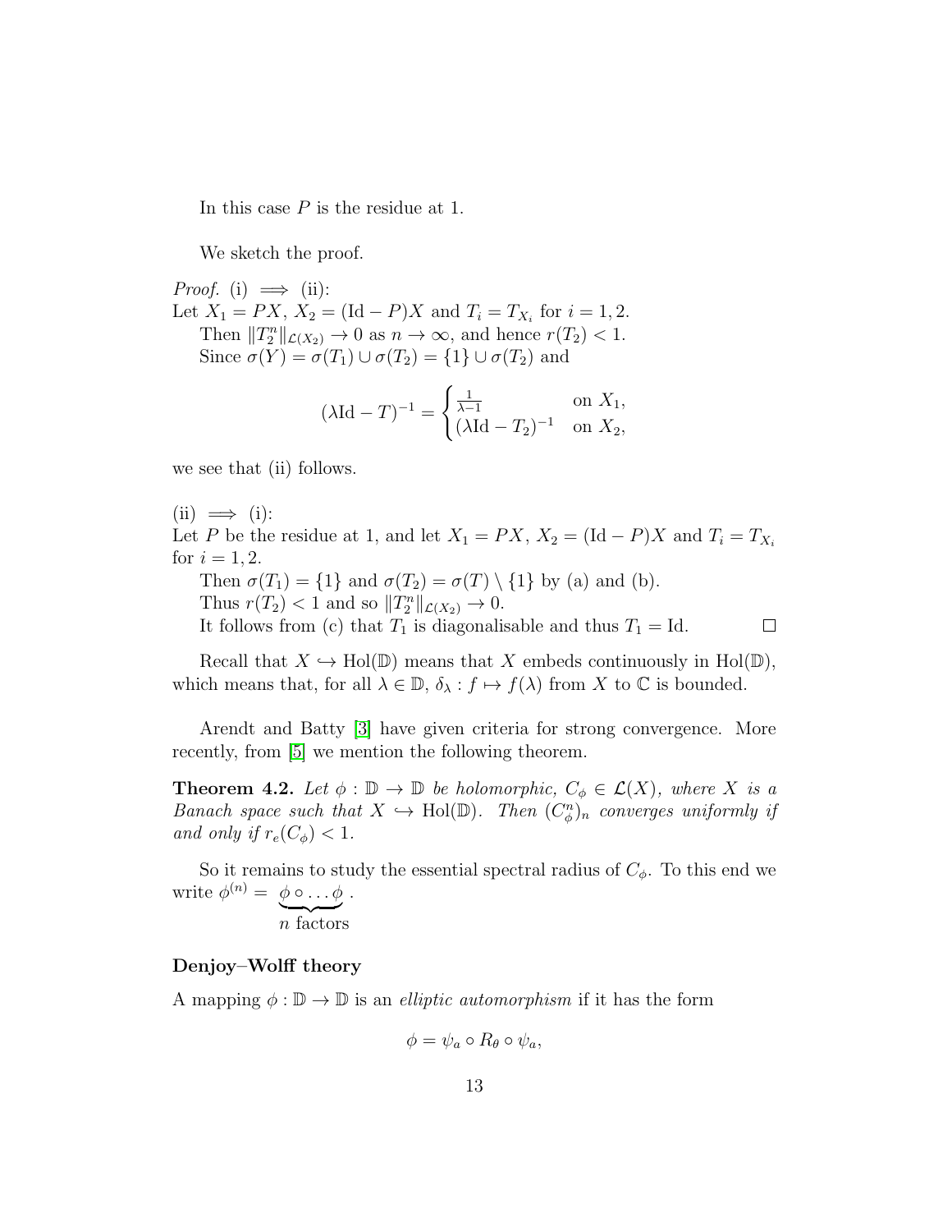In this case $P$ is the residue at 1.

We sketch the proof.

*Proof.* (i) $\implies$ (ii):
Let $X_1 = PX$, $X_2 = (\mathrm{Id} - P)X$ and $T_i = T_{X_i}$ for $i = 1, 2$.
Then $\|T_2^n\|_{\mathcal{L}(X_2)} \to 0$ as $n \to \infty$, and hence $r(T_2) < 1$.
Since $\sigma(Y) = \sigma(T_1) \cup \sigma(T_2) = \{1\} \cup \sigma(T_2)$ and

$$(\lambda \mathrm{Id} - T)^{-1} = \begin{cases} \frac{1}{\lambda - 1} & \text{on } X_1, \\ (\lambda \mathrm{Id} - T_2)^{-1} & \text{on } X_2, \end{cases}$$

we see that (ii) follows.

(ii) $\implies$ (i):
Let $P$ be the residue at 1, and let $X_1 = PX$, $X_2 = (\mathrm{Id} - P)X$ and $T_i = T_{X_i}$ for $i = 1, 2$.
Then $\sigma(T_1) = \{1\}$ and $\sigma(T_2) = \sigma(T) \setminus \{1\}$ by (a) and (b).
Thus $r(T_2) < 1$ and so $\|T_2^n\|_{\mathcal{L}(X_2)} \to 0$.
It follows from (c) that $T_1$ is diagonalisable and thus $T_1 = \mathrm{Id}$. $\square$

Recall that $X \hookrightarrow \mathrm{Hol}(\mathbb{D})$ means that $X$ embeds continuously in $\mathrm{Hol}(\mathbb{D})$, which means that, for all $\lambda \in \mathbb{D}$, $\delta_\lambda : f \mapsto f(\lambda)$ from $X$ to $\mathbb{C}$ is bounded.

Arendt and Batty [3] have given criteria for strong convergence. More recently, from [5] we mention the following theorem.

**Theorem 4.2.** *Let $\phi : \mathbb{D} \to \mathbb{D}$ be holomorphic, $C_\phi \in \mathcal{L}(X)$, where $X$ is a Banach space such that $X \hookrightarrow \mathrm{Hol}(\mathbb{D})$. Then $(C_\phi^n)_n$ converges uniformly if and only if $r_e(C_\phi) < 1$.*

So it remains to study the essential spectral radius of $C_\phi$. To this end we write $\phi^{(n)} = \underbrace{\phi \circ \ldots \phi}_{n \text{ factors}}$.

### Denjoy–Wolff theory

A mapping $\phi : \mathbb{D} \to \mathbb{D}$ is an *elliptic automorphism* if it has the form

$$\phi = \psi_a \circ R_\theta \circ \psi_a,$$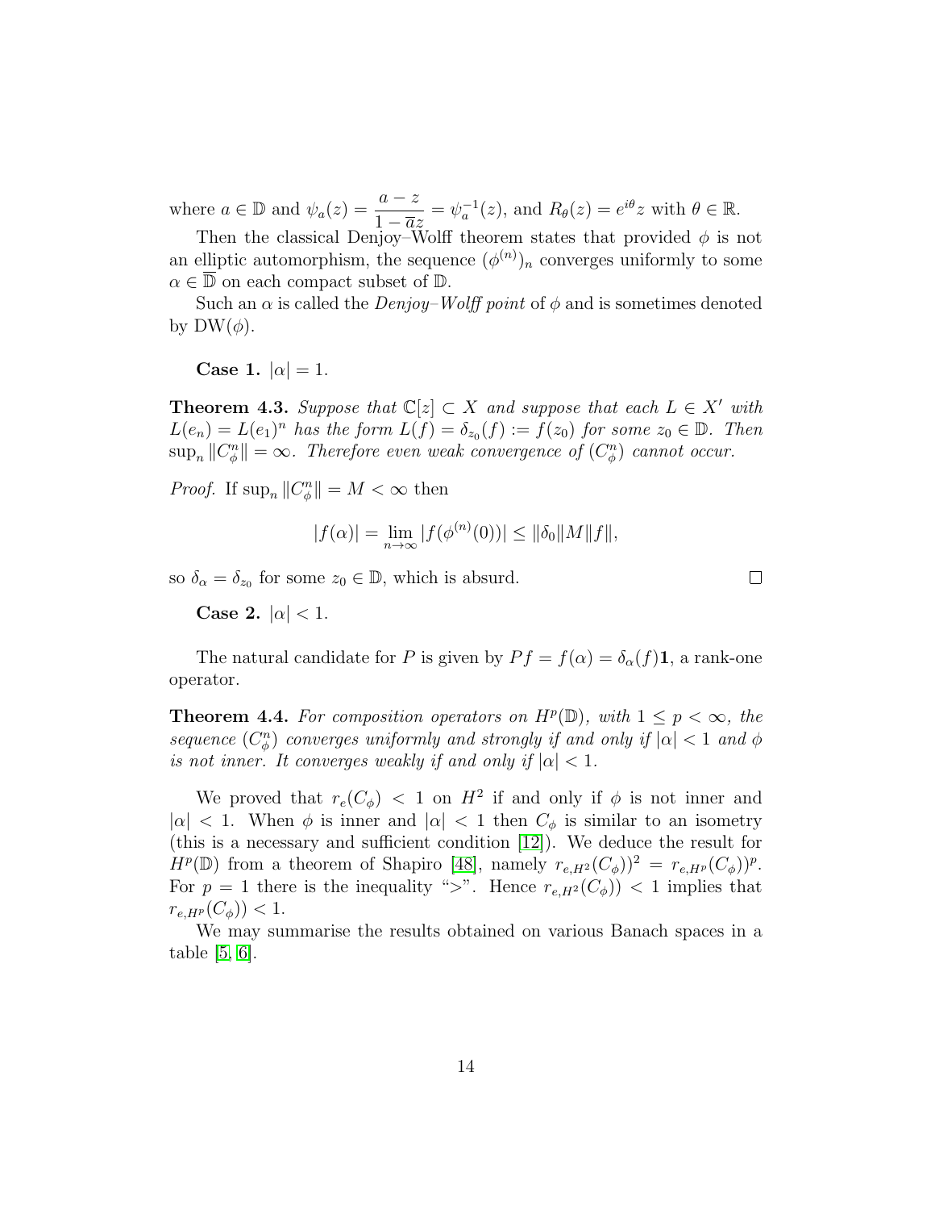where $a \in \mathbb{D}$ and $\psi_a(z) = \dfrac{a - z}{1 - \overline{a}z} = \psi_a^{-1}(z)$, and $R_\theta(z) = e^{i\theta}z$ with $\theta \in \mathbb{R}$.

Then the classical Denjoy–Wolff theorem states that provided $\phi$ is not an elliptic automorphism, the sequence $(\phi^{(n)})_n$ converges uniformly to some $\alpha \in \overline{\mathbb{D}}$ on each compact subset of $\mathbb{D}$.

Such an $\alpha$ is called the *Denjoy–Wolff point* of $\phi$ and is sometimes denoted by $\mathrm{DW}(\phi)$.

**Case 1.** $|\alpha| = 1$.

**Theorem 4.3.** *Suppose that $\mathbb{C}[z] \subset X$ and suppose that each $L \in X'$ with $L(e_n) = L(e_1)^n$ has the form $L(f) = \delta_{z_0}(f) := f(z_0)$ for some $z_0 \in \mathbb{D}$. Then $\sup_n \|C_\phi^n\| = \infty$. Therefore even weak convergence of $(C_\phi^n)$ cannot occur.*

*Proof.* If $\sup_n \|C_\phi^n\| = M < \infty$ then

$$|f(\alpha)| = \lim_{n\to\infty} |f(\phi^{(n)}(0))| \le \|\delta_0\| M \|f\|,$$

so $\delta_\alpha = \delta_{z_0}$ for some $z_0 \in \mathbb{D}$, which is absurd. $\square$

**Case 2.** $|\alpha| < 1$.

The natural candidate for $P$ is given by $Pf = f(\alpha) = \delta_\alpha(f)\mathbf{1}$, a rank-one operator.

**Theorem 4.4.** *For composition operators on $H^p(\mathbb{D})$, with $1 \le p < \infty$, the sequence $(C_\phi^n)$ converges uniformly and strongly if and only if $|\alpha| < 1$ and $\phi$ is not inner. It converges weakly if and only if $|\alpha| < 1$.*

We proved that $r_e(C_\phi) < 1$ on $H^2$ if and only if $\phi$ is not inner and $|\alpha| < 1$. When $\phi$ is inner and $|\alpha| < 1$ then $C_\phi$ is similar to an isometry (this is a necessary and sufficient condition [12]). We deduce the result for $H^p(\mathbb{D})$ from a theorem of Shapiro [48], namely $r_{e,H^2}(C_\phi))^2 = r_{e,H^p}(C_\phi))^p$. For $p = 1$ there is the inequality ">". Hence $r_{e,H^2}(C_\phi)) < 1$ implies that $r_{e,H^p}(C_\phi)) < 1$.

We may summarise the results obtained on various Banach spaces in a table [5, 6].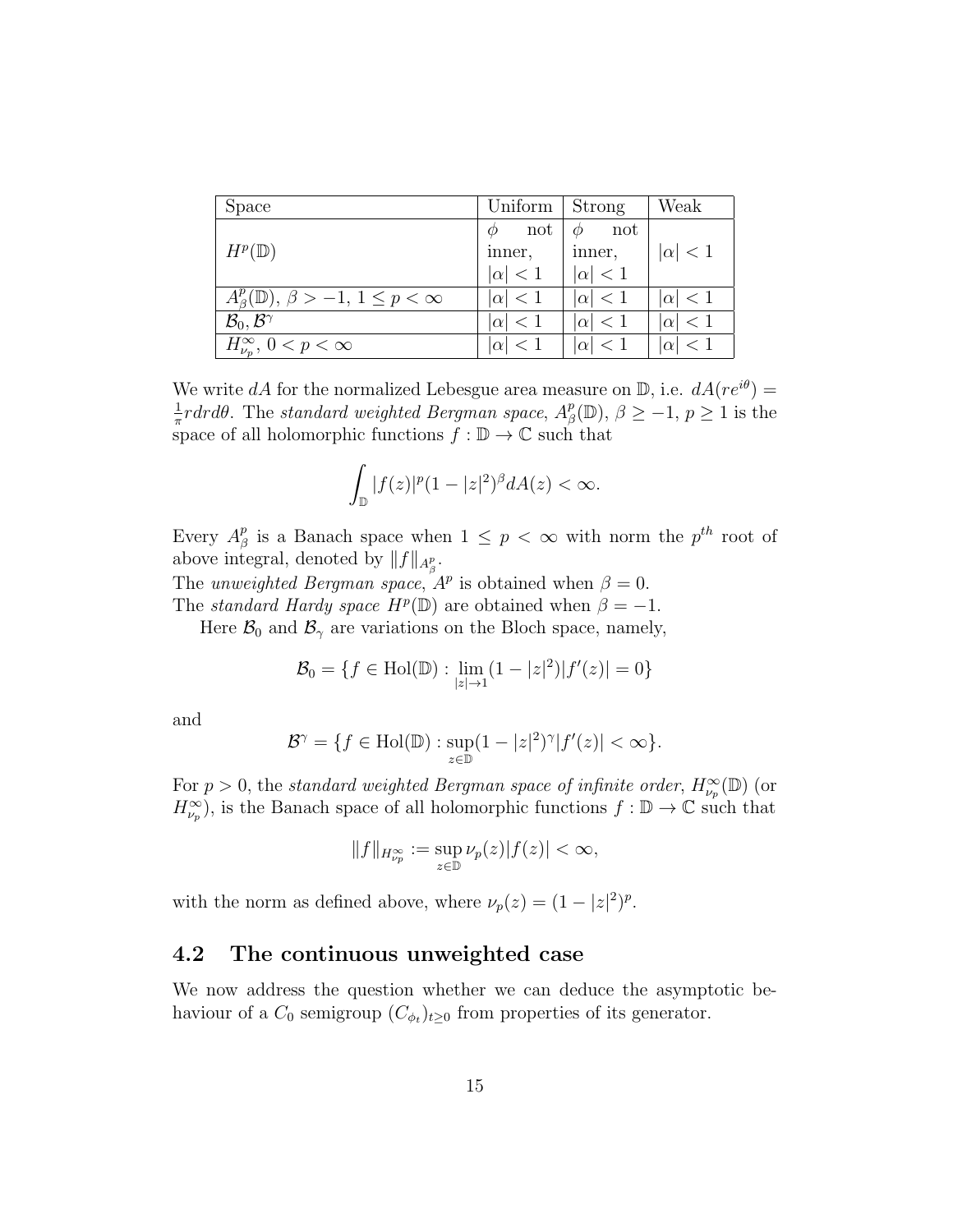| Space | Uniform | Strong | Weak |
|---|---|---|---|
| $H^p(\mathbb{D})$ | $\phi$ not inner, $\|\alpha\| < 1$ | $\phi$ not inner, $\|\alpha\| < 1$ | $\|\alpha\| < 1$ |
| $A^p_\beta(\mathbb{D})$, $\beta > -1$, $1 \leq p < \infty$ | $\|\alpha\| < 1$ | $\|\alpha\| < 1$ | $\|\alpha\| < 1$ |
| $\mathcal{B}_0, \mathcal{B}^\gamma$ | $\|\alpha\| < 1$ | $\|\alpha\| < 1$ | $\|\alpha\| < 1$ |
| $H^\infty_{\nu_p}$, $0 < p < \infty$ | $\|\alpha\| < 1$ | $\|\alpha\| < 1$ | $\|\alpha\| < 1$ |

We write $dA$ for the normalized Lebesgue area measure on $\mathbb{D}$, i.e. $dA(re^{i\theta}) = \frac{1}{\pi} r dr d\theta$. The *standard weighted Bergman space*, $A^p_\beta(\mathbb{D})$, $\beta \geq -1$, $p \geq 1$ is the space of all holomorphic functions $f : \mathbb{D} \to \mathbb{C}$ such that

$$\int_{\mathbb{D}} |f(z)|^p (1 - |z|^2)^\beta dA(z) < \infty.$$

Every $A^p_\beta$ is a Banach space when $1 \leq p < \infty$ with norm the $p^{th}$ root of above integral, denoted by $\|f\|_{A^p_\beta}$.

The *unweighted Bergman space*, $A^p$ is obtained when $\beta = 0$.

The *standard Hardy space* $H^p(\mathbb{D})$ are obtained when $\beta = -1$.

Here $\mathcal{B}_0$ and $\mathcal{B}_\gamma$ are variations on the Bloch space, namely,

$$\mathcal{B}_0 = \{f \in \mathrm{Hol}(\mathbb{D}) : \lim_{|z| \to 1} (1 - |z|^2)|f'(z)| = 0\}$$

and

$$\mathcal{B}^\gamma = \{f \in \mathrm{Hol}(\mathbb{D}) : \sup_{z \in \mathbb{D}} (1 - |z|^2)^\gamma |f'(z)| < \infty\}.$$

For $p > 0$, the *standard weighted Bergman space of infinite order*, $H^\infty_{\nu_p}(\mathbb{D})$ (or $H^\infty_{\nu_p}$), is the Banach space of all holomorphic functions $f : \mathbb{D} \to \mathbb{C}$ such that

$$\|f\|_{H^\infty_{\nu_p}} := \sup_{z \in \mathbb{D}} \nu_p(z)|f(z)| < \infty,$$

with the norm as defined above, where $\nu_p(z) = (1 - |z|^2)^p$.

## 4.2 The continuous unweighted case

We now address the question whether we can deduce the asymptotic behaviour of a $C_0$ semigroup $(C_{\phi_t})_{t \geq 0}$ from properties of its generator.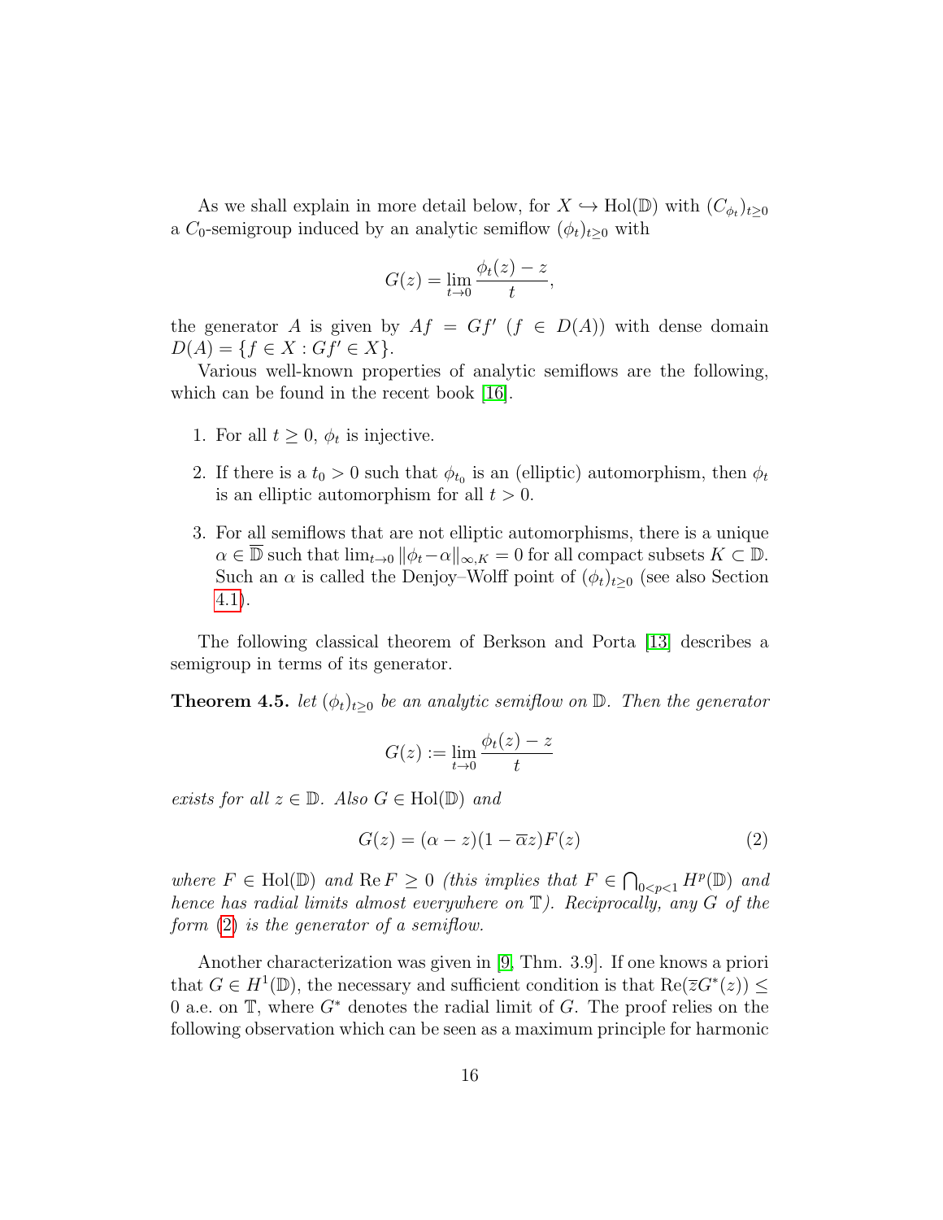As we shall explain in more detail below, for $X \hookrightarrow \mathrm{Hol}(\mathbb{D})$ with $(C_{\phi_t})_{t\geq 0}$ a $C_0$-semigroup induced by an analytic semiflow $(\phi_t)_{t\geq 0}$ with

$$G(z) = \lim_{t\to 0} \frac{\phi_t(z) - z}{t},$$

the generator $A$ is given by $Af = Gf'$ ($f \in D(A)$) with dense domain $D(A) = \{f \in X : Gf' \in X\}$.

Various well-known properties of analytic semiflows are the following, which can be found in the recent book [16].

1. For all $t \geq 0$, $\phi_t$ is injective.
2. If there is a $t_0 > 0$ such that $\phi_{t_0}$ is an (elliptic) automorphism, then $\phi_t$ is an elliptic automorphism for all $t > 0$.
3. For all semiflows that are not elliptic automorphisms, there is a unique $\alpha \in \overline{\mathbb{D}}$ such that $\lim_{t\to 0} \|\phi_t - \alpha\|_{\infty,K} = 0$ for all compact subsets $K \subset \mathbb{D}$. Such an $\alpha$ is called the Denjoy–Wolff point of $(\phi_t)_{t\geq 0}$ (see also Section 4.1).

The following classical theorem of Berkson and Porta [13] describes a semigroup in terms of its generator.

**Theorem 4.5.** *let $(\phi_t)_{t\geq 0}$ be an analytic semiflow on $\mathbb{D}$. Then the generator*

$$G(z) := \lim_{t\to 0} \frac{\phi_t(z) - z}{t}$$

*exists for all $z \in \mathbb{D}$. Also $G \in \mathrm{Hol}(\mathbb{D})$ and*

$$G(z) = (\alpha - z)(1 - \overline{\alpha} z)F(z) \tag{2}$$

*where $F \in \mathrm{Hol}(\mathbb{D})$ and $\operatorname{Re} F \geq 0$ (this implies that $F \in \bigcap_{0<p<1} H^p(\mathbb{D})$ and hence has radial limits almost everywhere on $\mathbb{T}$). Reciprocally, any $G$ of the form (2) is the generator of a semiflow.*

Another characterization was given in [9, Thm. 3.9]. If one knows a priori that $G \in H^1(\mathbb{D})$, the necessary and sufficient condition is that $\operatorname{Re}(\overline{z} G^*(z)) \leq 0$ a.e. on $\mathbb{T}$, where $G^*$ denotes the radial limit of $G$. The proof relies on the following observation which can be seen as a maximum principle for harmonic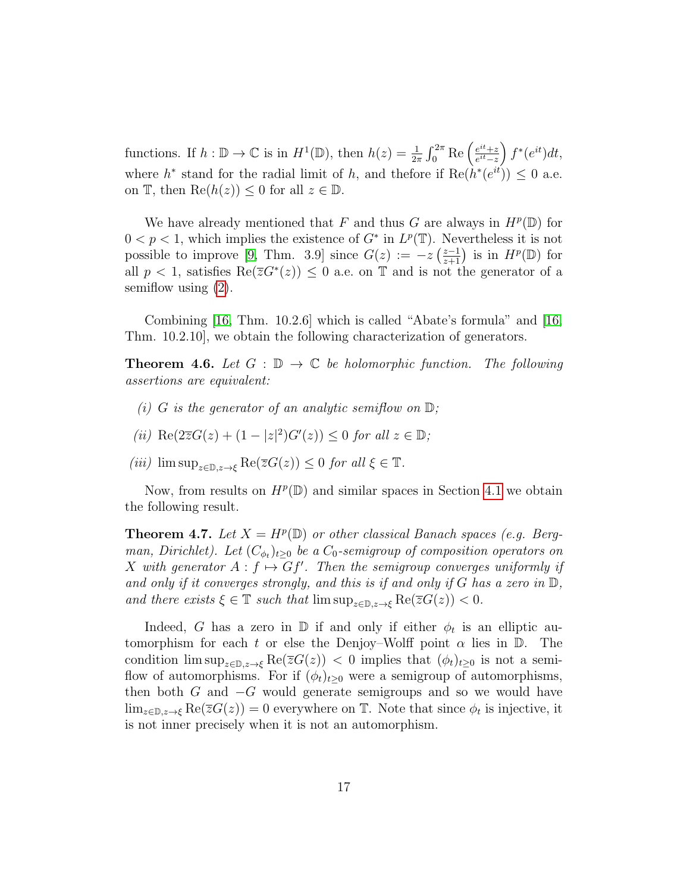functions. If $h : \mathbb{D} \to \mathbb{C}$ is in $H^1(\mathbb{D})$, then $h(z) = \frac{1}{2\pi} \int_0^{2\pi} \mathrm{Re}\left(\frac{e^{it}+z}{e^{it}-z}\right) f^*(e^{it}) dt$, where $h^*$ stand for the radial limit of $h$, and thefore if $\mathrm{Re}(h^*(e^{it})) \leq 0$ a.e. on $\mathbb{T}$, then $\mathrm{Re}(h(z)) \leq 0$ for all $z \in \mathbb{D}$.

We have already mentioned that $F$ and thus $G$ are always in $H^p(\mathbb{D})$ for $0 < p < 1$, which implies the existence of $G^*$ in $L^p(\mathbb{T})$. Nevertheless it is not possible to improve [9, Thm. 3.9] since $G(z) := -z\left(\frac{z-1}{z+1}\right)$ is in $H^p(\mathbb{D})$ for all $p < 1$, satisfies $\mathrm{Re}(\overline{z}G^*(z)) \leq 0$ a.e. on $\mathbb{T}$ and is not the generator of a semiflow using (2).

Combining [16, Thm. 10.2.6] which is called "Abate's formula" and [16, Thm. 10.2.10], we obtain the following characterization of generators.

**Theorem 4.6.** *Let $G : \mathbb{D} \to \mathbb{C}$ be holomorphic function. The following assertions are equivalent:*

*(i) $G$ is the generator of an analytic semiflow on $\mathbb{D}$;*

*(ii) $\mathrm{Re}(2\overline{z}G(z) + (1-|z|^2)G'(z)) \leq 0$ for all $z \in \mathbb{D}$;*

*(iii) $\limsup_{z\in\mathbb{D}, z\to\xi} \mathrm{Re}(\overline{z}G(z)) \leq 0$ for all $\xi \in \mathbb{T}$.*

Now, from results on $H^p(\mathbb{D})$ and similar spaces in Section 4.1 we obtain the following result.

**Theorem 4.7.** *Let $X = H^p(\mathbb{D})$ or other classical Banach spaces (e.g. Bergman, Dirichlet). Let $(C_{\phi_t})_{t\geq 0}$ be a $C_0$-semigroup of composition operators on $X$ with generator $A : f \mapsto Gf'$. Then the semigroup converges uniformly if and only if it converges strongly, and this is if and only if $G$ has a zero in $\mathbb{D}$, and there exists $\xi \in \mathbb{T}$ such that $\limsup_{z\in\mathbb{D}, z\to\xi} \mathrm{Re}(\overline{z}G(z)) < 0$.*

Indeed, $G$ has a zero in $\mathbb{D}$ if and only if either $\phi_t$ is an elliptic automorphism for each $t$ or else the Denjoy–Wolff point $\alpha$ lies in $\mathbb{D}$. The condition $\limsup_{z\in\mathbb{D}, z\to\xi} \mathrm{Re}(\overline{z}G(z)) < 0$ implies that $(\phi_t)_{t\geq 0}$ is not a semiflow of automorphisms. For if $(\phi_t)_{t\geq 0}$ were a semigroup of automorphisms, then both $G$ and $-G$ would generate semigroups and so we would have $\lim_{z\in\mathbb{D}, z\to\xi} \mathrm{Re}(\overline{z}G(z)) = 0$ everywhere on $\mathbb{T}$. Note that since $\phi_t$ is injective, it is not inner precisely when it is not an automorphism.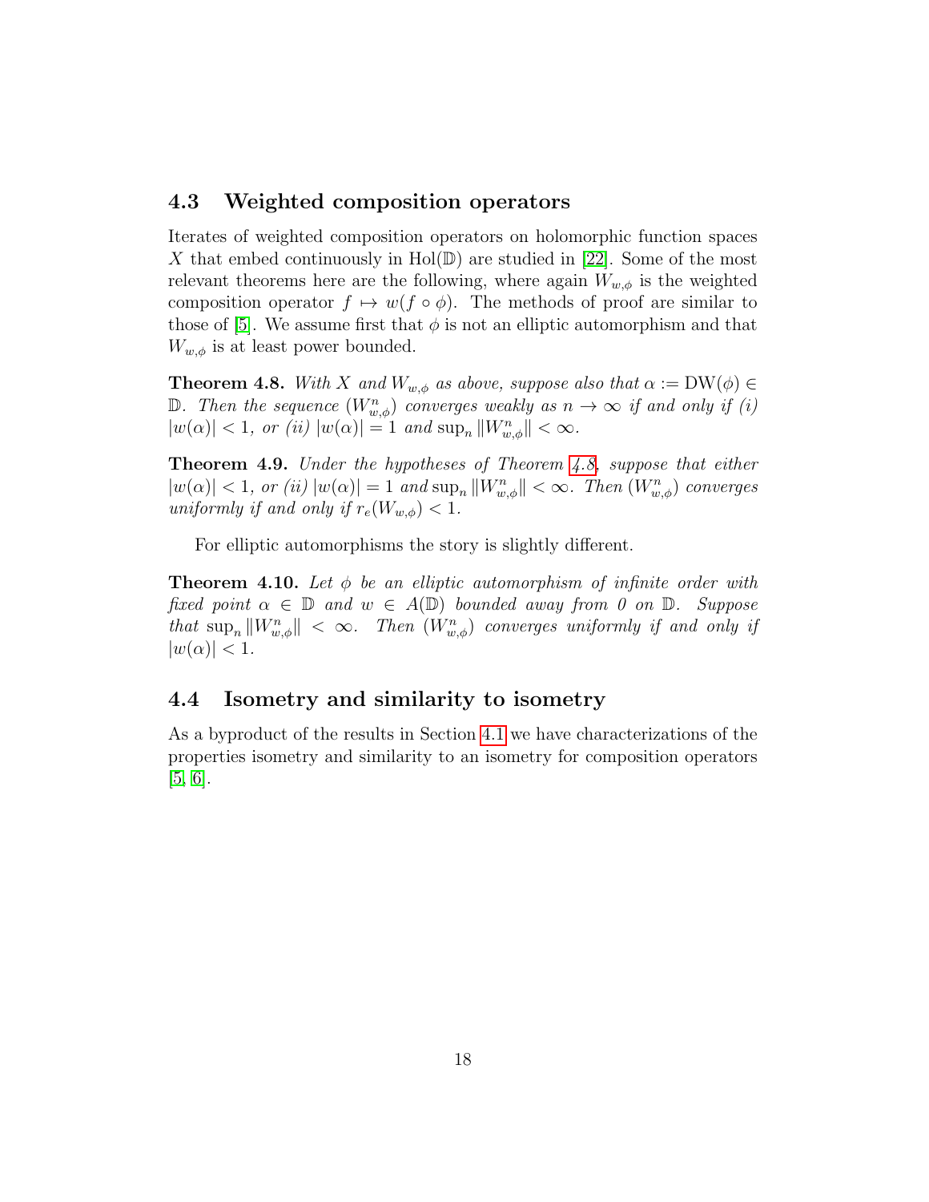## 4.3 Weighted composition operators

Iterates of weighted composition operators on holomorphic function spaces $X$ that embed continuously in $\mathrm{Hol}(\mathbb{D})$ are studied in [22]. Some of the most relevant theorems here are the following, where again $W_{w,\phi}$ is the weighted composition operator $f \mapsto w(f \circ \phi)$. The methods of proof are similar to those of [5]. We assume first that $\phi$ is not an elliptic automorphism and that $W_{w,\phi}$ is at least power bounded.

**Theorem 4.8.** *With $X$ and $W_{w,\phi}$ as above, suppose also that $\alpha := \mathrm{DW}(\phi) \in \mathbb{D}$. Then the sequence $(W_{w,\phi}^n)$ converges weakly as $n \to \infty$ if and only if (i) $|w(\alpha)| < 1$, or (ii) $|w(\alpha)| = 1$ and $\sup_n \|W_{w,\phi}^n\| < \infty$.*

**Theorem 4.9.** *Under the hypotheses of Theorem 4.8, suppose that either $|w(\alpha)| < 1$, or (ii) $|w(\alpha)| = 1$ and $\sup_n \|W_{w,\phi}^n\| < \infty$. Then $(W_{w,\phi}^n)$ converges uniformly if and only if $r_e(W_{w,\phi}) < 1$.*

For elliptic automorphisms the story is slightly different.

**Theorem 4.10.** *Let $\phi$ be an elliptic automorphism of infinite order with fixed point $\alpha \in \mathbb{D}$ and $w \in A(\mathbb{D})$ bounded away from 0 on $\mathbb{D}$. Suppose that $\sup_n \|W_{w,\phi}^n\| < \infty$. Then $(W_{w,\phi}^n)$ converges uniformly if and only if $|w(\alpha)| < 1$.*

## 4.4 Isometry and similarity to isometry

As a byproduct of the results in Section 4.1 we have characterizations of the properties isometry and similarity to an isometry for composition operators [5, 6].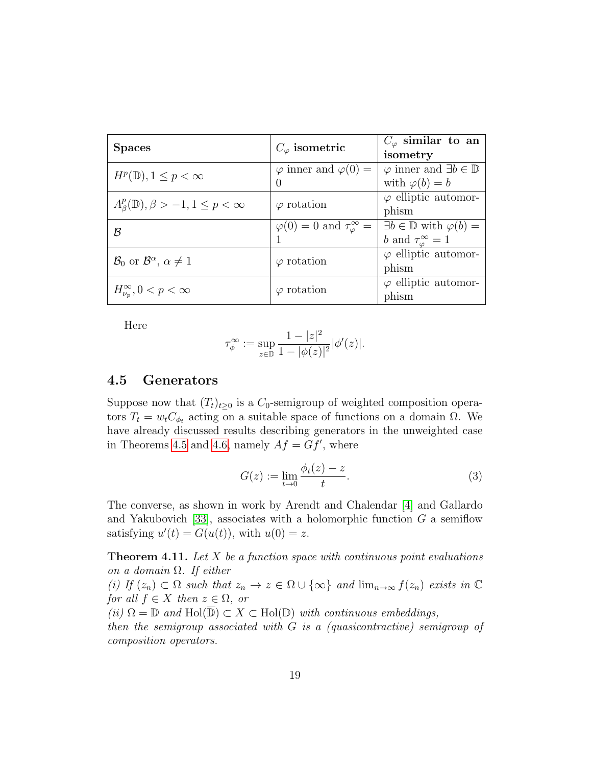| **Spaces** | $C_\varphi$ **isometric** | $C_\varphi$ **similar to an isometry** |
|---|---|---|
| $H^p(\mathbb{D}), 1 \le p < \infty$ | $\varphi$ inner and $\varphi(0) = 0$ | $\varphi$ inner and $\exists b \in \mathbb{D}$ with $\varphi(b) = b$ |
| $A^p_\beta(\mathbb{D}), \beta > -1, 1 \le p < \infty$ | $\varphi$ rotation | $\varphi$ elliptic automorphism |
| $\mathcal{B}$ | $\varphi(0) = 0$ and $\tau^\infty_\varphi = 1$ | $\exists b \in \mathbb{D}$ with $\varphi(b) = b$ and $\tau^\infty_\varphi = 1$ |
| $\mathcal{B}_0$ or $\mathcal{B}^\alpha$, $\alpha \ne 1$ | $\varphi$ rotation | $\varphi$ elliptic automorphism |
| $H^\infty_{\nu_p}, 0 < p < \infty$ | $\varphi$ rotation | $\varphi$ elliptic automorphism |

Here

$$\tau^\infty_\phi := \sup_{z \in \mathbb{D}} \frac{1 - |z|^2}{1 - |\phi(z)|^2} |\phi'(z)|.$$

## 4.5 Generators

Suppose now that $(T_t)_{t \ge 0}$ is a $C_0$-semigroup of weighted composition operators $T_t = w_t C_{\phi_t}$ acting on a suitable space of functions on a domain $\Omega$. We have already discussed results describing generators in the unweighted case in Theorems 4.5 and 4.6, namely $Af = Gf'$, where

$$G(z) := \lim_{t \to 0} \frac{\phi_t(z) - z}{t}. \tag{3}$$

The converse, as shown in work by Arendt and Chalendar [4] and Gallardo and Yakubovich [33], associates with a holomorphic function $G$ a semiflow satisfying $u'(t) = G(u(t))$, with $u(0) = z$.

**Theorem 4.11.** *Let $X$ be a function space with continuous point evaluations on a domain $\Omega$. If either*
*(i) If $(z_n) \subset \Omega$ such that $z_n \to z \in \Omega \cup \{\infty\}$ and $\lim_{n \to \infty} f(z_n)$ exists in $\mathbb{C}$ for all $f \in X$ then $z \in \Omega$, or*
*(ii) $\Omega = \mathbb{D}$ and $\mathrm{Hol}(\overline{\mathbb{D}}) \subset X \subset \mathrm{Hol}(\mathbb{D})$ with continuous embeddings,*
*then the semigroup associated with $G$ is a (quasicontractive) semigroup of composition operators.*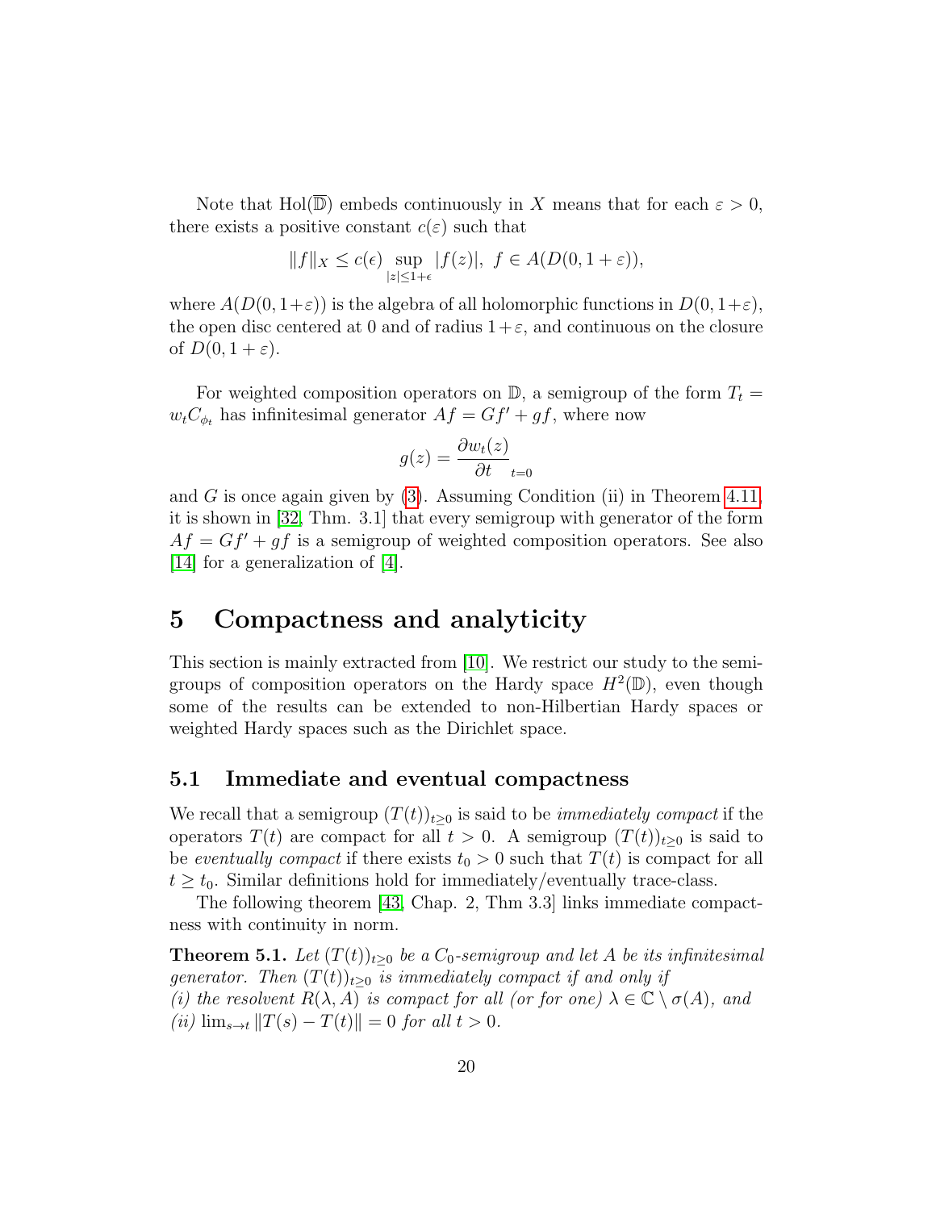Note that $\mathrm{Hol}(\overline{\mathbb{D}})$ embeds continuously in $X$ means that for each $\varepsilon > 0$, there exists a positive constant $c(\varepsilon)$ such that

$$\|f\|_X \leq c(\epsilon) \sup_{|z| \leq 1+\epsilon} |f(z)|, \;\; f \in A(D(0, 1+\varepsilon)),$$

where $A(D(0, 1+\varepsilon))$ is the algebra of all holomorphic functions in $D(0, 1+\varepsilon)$, the open disc centered at 0 and of radius $1+\varepsilon$, and continuous on the closure of $D(0, 1+\varepsilon)$.

For weighted composition operators on $\mathbb{D}$, a semigroup of the form $T_t = w_t C_{\phi_t}$ has infinitesimal generator $Af = Gf' + gf$, where now

$$g(z) = \left. \frac{\partial w_t(z)}{\partial t} \right|_{t=0}$$

and $G$ is once again given by (3). Assuming Condition (ii) in Theorem 4.11, it is shown in [32, Thm. 3.1] that every semigroup with generator of the form $Af = Gf' + gf$ is a semigroup of weighted composition operators. See also [14] for a generalization of [4].

# 5 Compactness and analyticity

This section is mainly extracted from [10]. We restrict our study to the semigroups of composition operators on the Hardy space $H^2(\mathbb{D})$, even though some of the results can be extended to non-Hilbertian Hardy spaces or weighted Hardy spaces such as the Dirichlet space.

## 5.1 Immediate and eventual compactness

We recall that a semigroup $(T(t))_{t\geq 0}$ is said to be *immediately compact* if the operators $T(t)$ are compact for all $t > 0$. A semigroup $(T(t))_{t\geq 0}$ is said to be *eventually compact* if there exists $t_0 > 0$ such that $T(t)$ is compact for all $t \geq t_0$. Similar definitions hold for immediately/eventually trace-class.

The following theorem [43, Chap. 2, Thm 3.3] links immediate compactness with continuity in norm.

**Theorem 5.1.** *Let $(T(t))_{t\geq 0}$ be a $C_0$-semigroup and let $A$ be its infinitesimal generator. Then $(T(t))_{t\geq 0}$ is immediately compact if and only if*
*(i) the resolvent $R(\lambda, A)$ is compact for all (or for one) $\lambda \in \mathbb{C} \setminus \sigma(A)$, and*
*(ii) $\lim_{s\to t} \|T(s) - T(t)\| = 0$ for all $t > 0$.*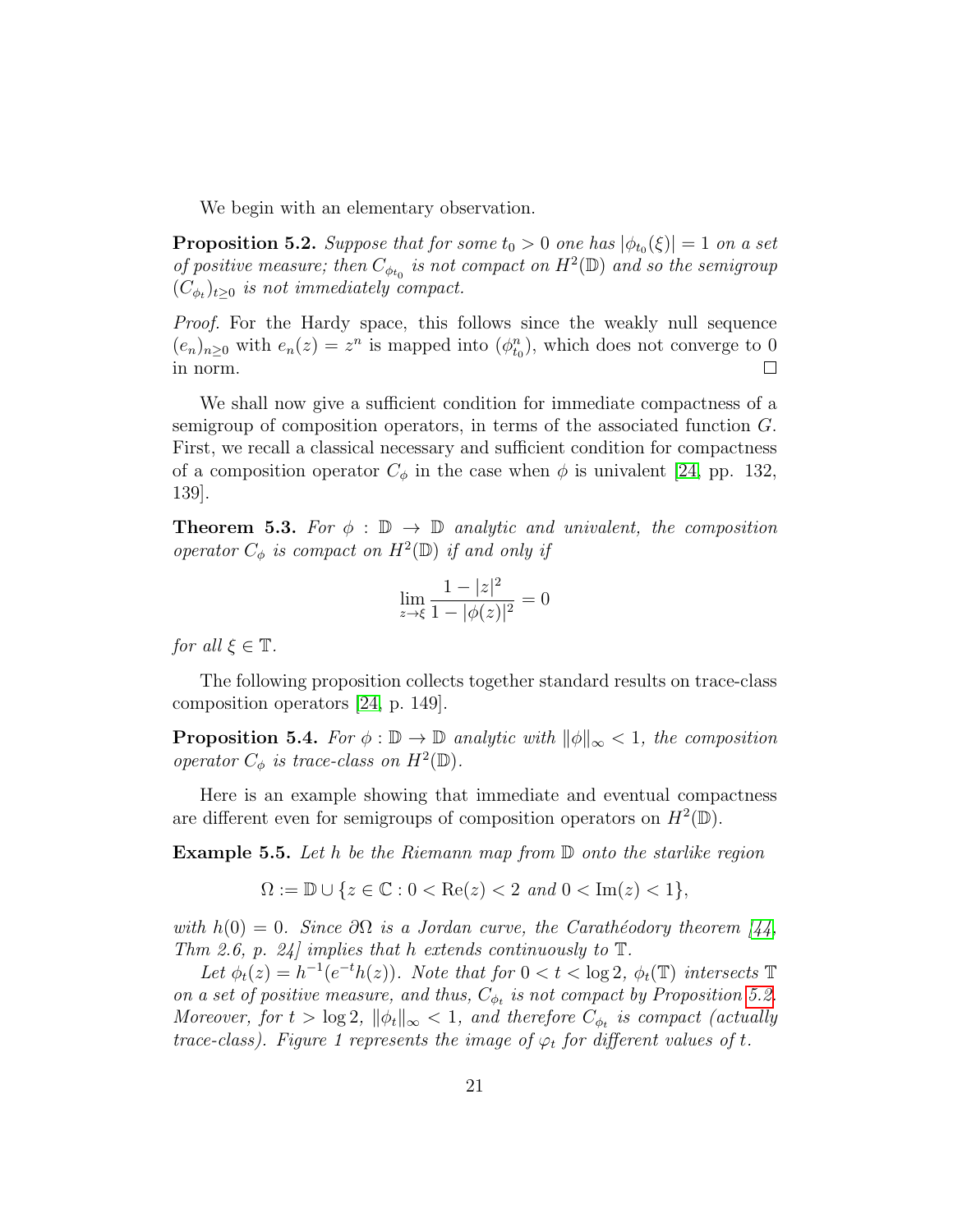We begin with an elementary observation.

**Proposition 5.2.** *Suppose that for some $t_0 > 0$ one has $|\phi_{t_0}(\xi)| = 1$ on a set of positive measure; then $C_{\phi_{t_0}}$ is not compact on $H^2(\mathbb{D})$ and so the semigroup $(C_{\phi_t})_{t\geq 0}$ is not immediately compact.*

*Proof.* For the Hardy space, this follows since the weakly null sequence $(e_n)_{n\geq 0}$ with $e_n(z) = z^n$ is mapped into $(\phi_{t_0}^n)$, which does not converge to 0 in norm. □

We shall now give a sufficient condition for immediate compactness of a semigroup of composition operators, in terms of the associated function $G$. First, we recall a classical necessary and sufficient condition for compactness of a composition operator $C_\phi$ in the case when $\phi$ is univalent [24, pp. 132, 139].

**Theorem 5.3.** *For $\phi : \mathbb{D} \to \mathbb{D}$ analytic and univalent, the composition operator $C_\phi$ is compact on $H^2(\mathbb{D})$ if and only if*

$$\lim_{z\to\xi} \frac{1-|z|^2}{1-|\phi(z)|^2} = 0$$

*for all $\xi \in \mathbb{T}$.*

The following proposition collects together standard results on trace-class composition operators [24, p. 149].

**Proposition 5.4.** *For $\phi : \mathbb{D} \to \mathbb{D}$ analytic with $\|\phi\|_\infty < 1$, the composition operator $C_\phi$ is trace-class on $H^2(\mathbb{D})$.*

Here is an example showing that immediate and eventual compactness are different even for semigroups of composition operators on $H^2(\mathbb{D})$.

**Example 5.5.** *Let $h$ be the Riemann map from $\mathbb{D}$ onto the starlike region*

$$\Omega := \mathbb{D} \cup \{z \in \mathbb{C} : 0 < \mathrm{Re}(z) < 2 \text{ and } 0 < \mathrm{Im}(z) < 1\},$$

*with $h(0) = 0$. Since $\partial\Omega$ is a Jordan curve, the Carathéodory theorem [44, Thm 2.6, p. 24] implies that $h$ extends continuously to $\mathbb{T}$.*

*Let $\phi_t(z) = h^{-1}(e^{-t}h(z))$. Note that for $0 < t < \log 2$, $\phi_t(\mathbb{T})$ intersects $\mathbb{T}$ on a set of positive measure, and thus, $C_{\phi_t}$ is not compact by Proposition 5.2. Moreover, for $t > \log 2$, $\|\phi_t\|_\infty < 1$, and therefore $C_{\phi_t}$ is compact (actually trace-class). Figure 1 represents the image of $\varphi_t$ for different values of $t$.*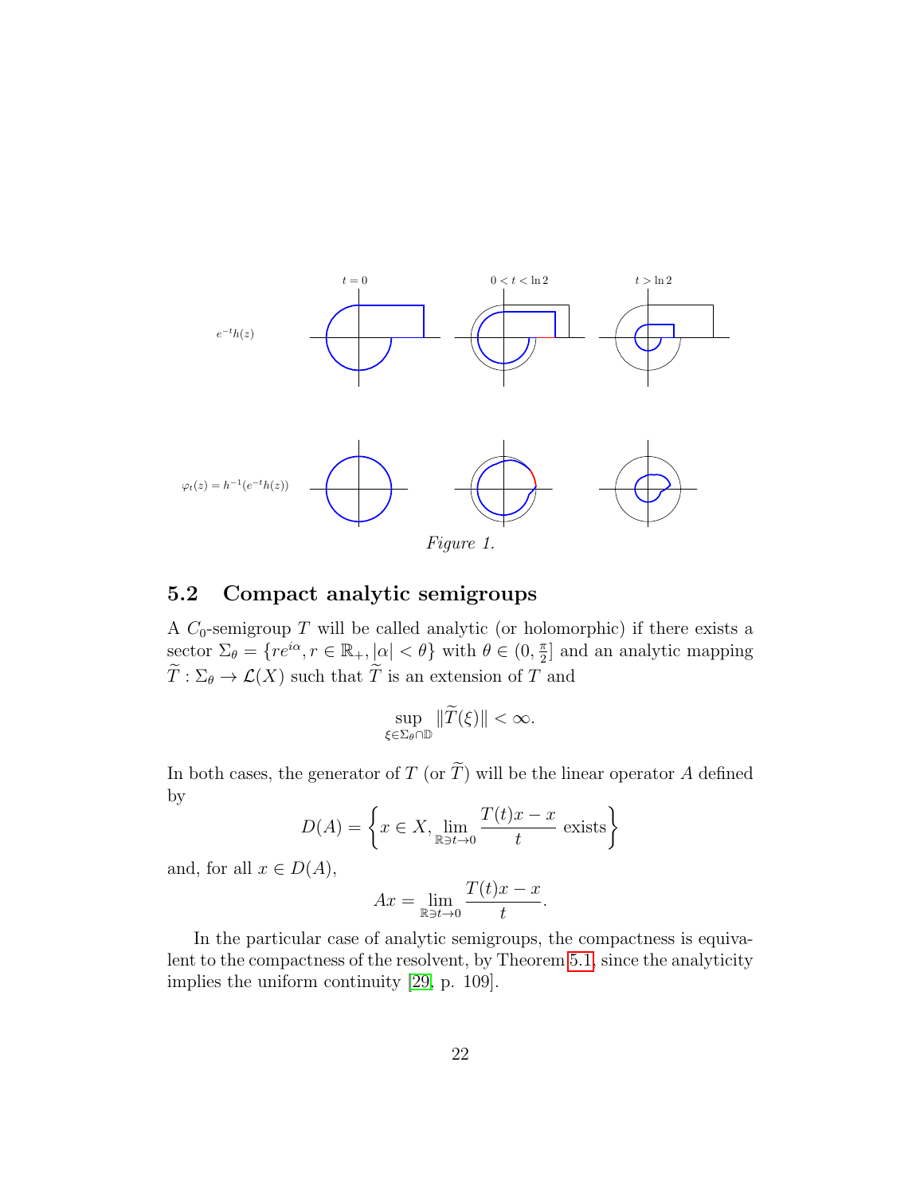*Figure 1.*

## 5.2 Compact analytic semigroups

A $C_0$-semigroup $T$ will be called analytic (or holomorphic) if there exists a sector $\Sigma_\theta = \{re^{i\alpha}, r \in \mathbb{R}_+, |\alpha| < \theta\}$ with $\theta \in (0, \frac{\pi}{2}]$ and an analytic mapping $\widetilde{T} : \Sigma_\theta \to \mathcal{L}(X)$ such that $\widetilde{T}$ is an extension of $T$ and

$$\sup_{\xi \in \Sigma_\theta \cap \mathbb{D}} \|\widetilde{T}(\xi)\| < \infty.$$

In both cases, the generator of $T$ (or $\widetilde{T}$) will be the linear operator $A$ defined by

$$D(A) = \left\{ x \in X, \lim_{\mathbb{R} \ni t \to 0} \frac{T(t)x - x}{t} \text{ exists} \right\}$$

and, for all $x \in D(A)$,

$$Ax = \lim_{\mathbb{R} \ni t \to 0} \frac{T(t)x - x}{t}.$$

In the particular case of analytic semigroups, the compactness is equivalent to the compactness of the resolvent, by Theorem 5.1, since the analyticity implies the uniform continuity [29, p. 109].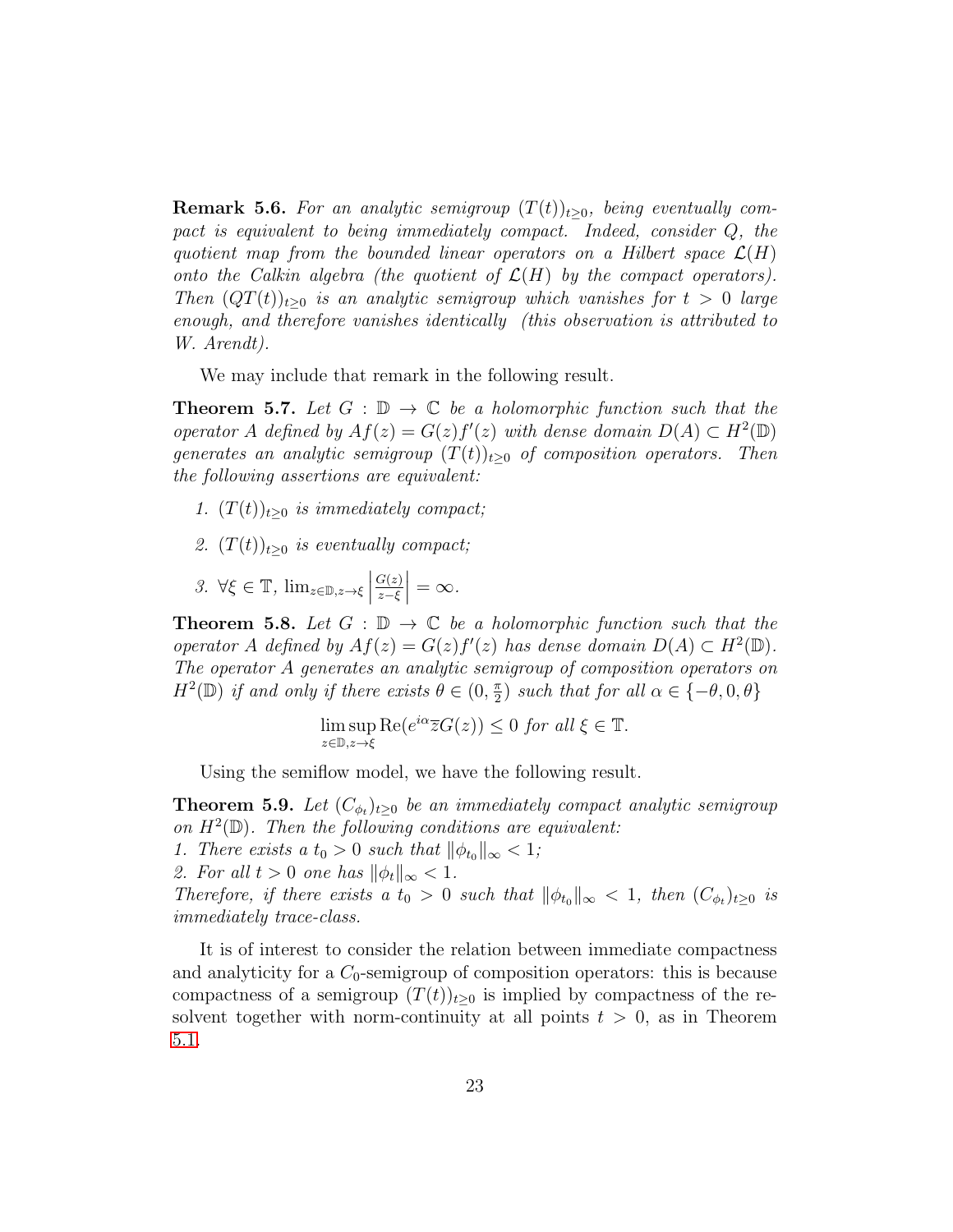**Remark 5.6.** *For an analytic semigroup $(T(t))_{t\geq 0}$, being eventually compact is equivalent to being immediately compact. Indeed, consider $Q$, the quotient map from the bounded linear operators on a Hilbert space $\mathcal{L}(H)$ onto the Calkin algebra (the quotient of $\mathcal{L}(H)$ by the compact operators). Then $(QT(t))_{t\geq 0}$ is an analytic semigroup which vanishes for $t > 0$ large enough, and therefore vanishes identically (this observation is attributed to W. Arendt).*

We may include that remark in the following result.

**Theorem 5.7.** *Let $G : \mathbb{D} \to \mathbb{C}$ be a holomorphic function such that the operator $A$ defined by $Af(z) = G(z)f'(z)$ with dense domain $D(A) \subset H^2(\mathbb{D})$ generates an analytic semigroup $(T(t))_{t\geq 0}$ of composition operators. Then the following assertions are equivalent:*

1. *$(T(t))_{t\geq 0}$ is immediately compact;*
2. *$(T(t))_{t\geq 0}$ is eventually compact;*
3. *$\forall \xi \in \mathbb{T}$, $\lim_{z\in\mathbb{D}, z\to\xi} \left|\frac{G(z)}{z-\xi}\right| = \infty$.*

**Theorem 5.8.** *Let $G : \mathbb{D} \to \mathbb{C}$ be a holomorphic function such that the operator $A$ defined by $Af(z) = G(z)f'(z)$ has dense domain $D(A) \subset H^2(\mathbb{D})$. The operator $A$ generates an analytic semigroup of composition operators on $H^2(\mathbb{D})$ if and only if there exists $\theta \in (0, \frac{\pi}{2})$ such that for all $\alpha \in \{-\theta, 0, \theta\}$*

$$\limsup_{z\in\mathbb{D}, z\to\xi} \operatorname{Re}(e^{i\alpha}\overline{z}G(z)) \leq 0 \text{ for all } \xi \in \mathbb{T}.$$

Using the semiflow model, we have the following result.

**Theorem 5.9.** *Let $(C_{\phi_t})_{t\geq 0}$ be an immediately compact analytic semigroup on $H^2(\mathbb{D})$. Then the following conditions are equivalent:*
*1. There exists a $t_0 > 0$ such that $\|\phi_{t_0}\|_\infty < 1$;*
*2. For all $t > 0$ one has $\|\phi_t\|_\infty < 1$.*
*Therefore, if there exists a $t_0 > 0$ such that $\|\phi_{t_0}\|_\infty < 1$, then $(C_{\phi_t})_{t\geq 0}$ is immediately trace-class.*

It is of interest to consider the relation between immediate compactness and analyticity for a $C_0$-semigroup of composition operators: this is because compactness of a semigroup $(T(t))_{t\geq 0}$ is implied by compactness of the resolvent together with norm-continuity at all points $t > 0$, as in Theorem 5.1.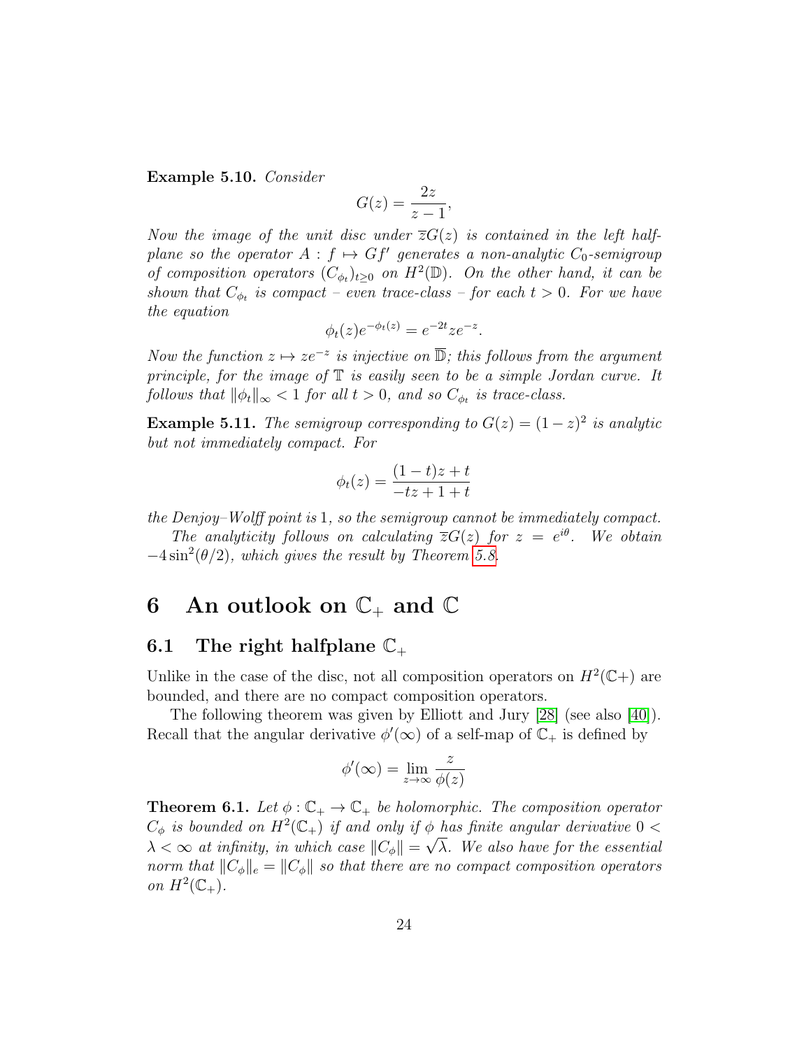**Example 5.10.** *Consider*

$$G(z) = \frac{2z}{z-1},$$

*Now the image of the unit disc under $\overline{z}G(z)$ is contained in the left half-plane so the operator $A : f \mapsto Gf'$ generates a non-analytic $C_0$-semigroup of composition operators $(C_{\phi_t})_{t\geq 0}$ on $H^2(\mathbb{D})$. On the other hand, it can be shown that $C_{\phi_t}$ is compact – even trace-class – for each $t > 0$. For we have the equation*

$$\phi_t(z)e^{-\phi_t(z)} = e^{-2t}ze^{-z}.$$

*Now the function $z \mapsto ze^{-z}$ is injective on $\overline{\mathbb{D}}$; this follows from the argument principle, for the image of $\mathbb{T}$ is easily seen to be a simple Jordan curve. It follows that $\|\phi_t\|_\infty < 1$ for all $t > 0$, and so $C_{\phi_t}$ is trace-class.*

**Example 5.11.** *The semigroup corresponding to $G(z) = (1-z)^2$ is analytic but not immediately compact. For*

$$\phi_t(z) = \frac{(1-t)z + t}{-tz + 1 + t}$$

*the Denjoy–Wolff point is 1, so the semigroup cannot be immediately compact.*

*The analyticity follows on calculating $\overline{z}G(z)$ for $z = e^{i\theta}$. We obtain $-4\sin^2(\theta/2)$, which gives the result by Theorem 5.8.*

# 6 An outlook on $\mathbb{C}_+$ and $\mathbb{C}$

## 6.1 The right halfplane $\mathbb{C}_+$

Unlike in the case of the disc, not all composition operators on $H^2(\mathbb{C}+)$ are bounded, and there are no compact composition operators.

The following theorem was given by Elliott and Jury [28] (see also [40]). Recall that the angular derivative $\phi'(\infty)$ of a self-map of $\mathbb{C}_+$ is defined by

$$\phi'(\infty) = \lim_{z\to\infty} \frac{z}{\phi(z)}$$

**Theorem 6.1.** *Let $\phi : \mathbb{C}_+ \to \mathbb{C}_+$ be holomorphic. The composition operator $C_\phi$ is bounded on $H^2(\mathbb{C}_+)$ if and only if $\phi$ has finite angular derivative $0 < \lambda < \infty$ at infinity, in which case $\|C_\phi\| = \sqrt{\lambda}$. We also have for the essential norm that $\|C_\phi\|_e = \|C_\phi\|$ so that there are no compact composition operators on $H^2(\mathbb{C}_+)$.*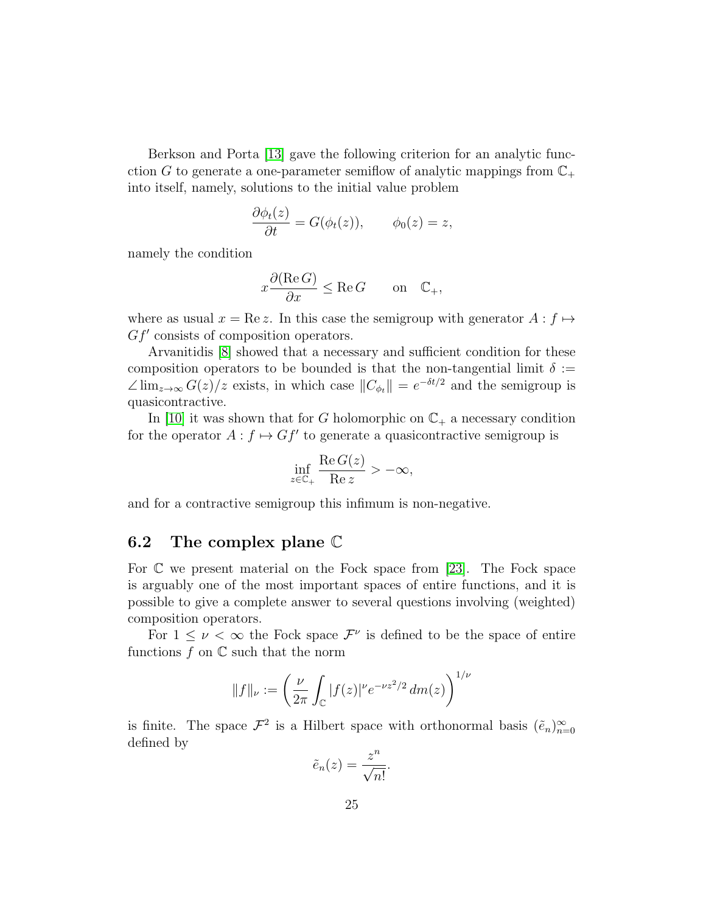Berkson and Porta [13] gave the following criterion for an analytic function $G$ to generate a one-parameter semiflow of analytic mappings from $\mathbb{C}_+$ into itself, namely, solutions to the initial value problem

$$\frac{\partial \phi_t(z)}{\partial t} = G(\phi_t(z)), \qquad \phi_0(z) = z,$$

namely the condition

$$x \frac{\partial (\operatorname{Re} G)}{\partial x} \leq \operatorname{Re} G \qquad \text{on} \quad \mathbb{C}_+,$$

where as usual $x = \operatorname{Re} z$. In this case the semigroup with generator $A : f \mapsto Gf'$ consists of composition operators.

Arvanitidis [8] showed that a necessary and sufficient condition for these composition operators to be bounded is that the non-tangential limit $\delta := \angle \lim_{z \to \infty} G(z)/z$ exists, in which case $\|C_{\phi_t}\| = e^{-\delta t/2}$ and the semigroup is quasicontractive.

In [10] it was shown that for $G$ holomorphic on $\mathbb{C}_+$ a necessary condition for the operator $A : f \mapsto Gf'$ to generate a quasicontractive semigroup is

$$\inf_{z \in \mathbb{C}_+} \frac{\operatorname{Re} G(z)}{\operatorname{Re} z} > -\infty,$$

and for a contractive semigroup this infimum is non-negative.

## 6.2 The complex plane $\mathbb{C}$

For $\mathbb{C}$ we present material on the Fock space from [23]. The Fock space is arguably one of the most important spaces of entire functions, and it is possible to give a complete answer to several questions involving (weighted) composition operators.

For $1 \leq \nu < \infty$ the Fock space $\mathcal{F}^\nu$ is defined to be the space of entire functions $f$ on $\mathbb{C}$ such that the norm

$$\|f\|_\nu := \left( \frac{\nu}{2\pi} \int_{\mathbb{C}} |f(z)|^\nu e^{-\nu z^2/2} \, dm(z) \right)^{1/\nu}$$

is finite. The space $\mathcal{F}^2$ is a Hilbert space with orthonormal basis $(\tilde{e}_n)_{n=0}^\infty$ defined by

$$\tilde{e}_n(z) = \frac{z^n}{\sqrt{n!}}.$$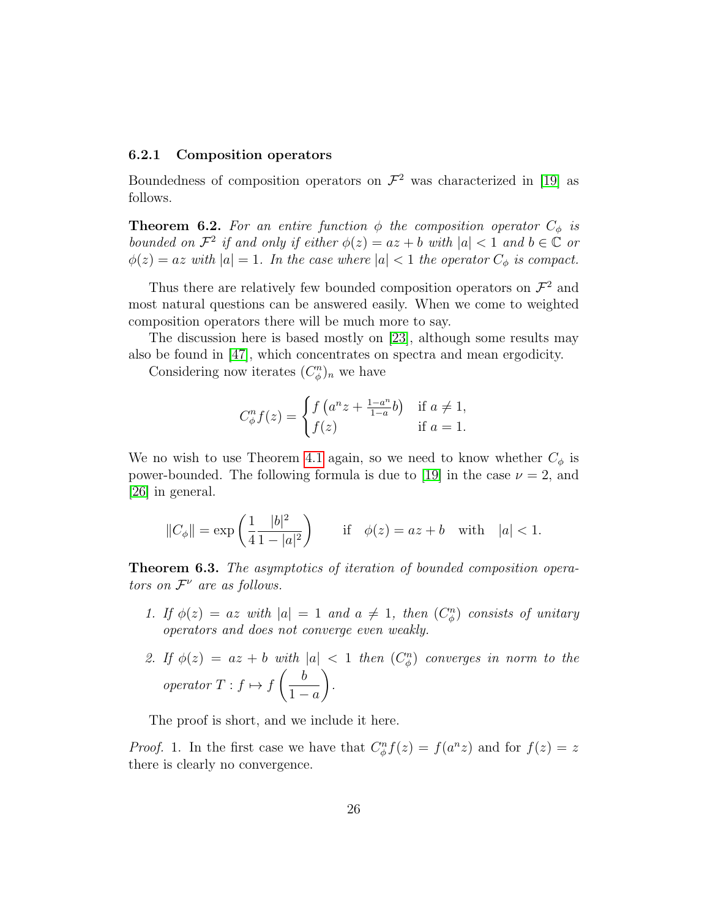### 6.2.1 Composition operators

Boundedness of composition operators on $\mathcal{F}^2$ was characterized in [19] as follows.

**Theorem 6.2.** *For an entire function $\phi$ the composition operator $C_\phi$ is bounded on $\mathcal{F}^2$ if and only if either $\phi(z) = az + b$ with $|a| < 1$ and $b \in \mathbb{C}$ or $\phi(z) = az$ with $|a| = 1$. In the case where $|a| < 1$ the operator $C_\phi$ is compact.*

Thus there are relatively few bounded composition operators on $\mathcal{F}^2$ and most natural questions can be answered easily. When we come to weighted composition operators there will be much more to say.

The discussion here is based mostly on [23], although some results may also be found in [47], which concentrates on spectra and mean ergodicity.

Considering now iterates $(C_\phi^n)_n$ we have

$$C_\phi^n f(z) = \begin{cases} f\left(a^n z + \frac{1-a^n}{1-a} b\right) & \text{if } a \neq 1, \\ f(z) & \text{if } a = 1. \end{cases}$$

We no wish to use Theorem 4.1 again, so we need to know whether $C_\phi$ is power-bounded. The following formula is due to [19] in the case $\nu = 2$, and [26] in general.

$$\|C_\phi\| = \exp\left(\frac{1}{4} \frac{|b|^2}{1 - |a|^2}\right) \qquad \text{if} \quad \phi(z) = az + b \quad \text{with} \quad |a| < 1.$$

**Theorem 6.3.** *The asymptotics of iteration of bounded composition operators on $\mathcal{F}^\nu$ are as follows.*

1. *If $\phi(z) = az$ with $|a| = 1$ and $a \neq 1$, then $(C_\phi^n)$ consists of unitary operators and does not converge even weakly.*

2. *If $\phi(z) = az + b$ with $|a| < 1$ then $(C_\phi^n)$ converges in norm to the operator $T : f \mapsto f\left(\dfrac{b}{1-a}\right)$.*

The proof is short, and we include it here.

*Proof.* 1. In the first case we have that $C_\phi^n f(z) = f(a^n z)$ and for $f(z) = z$ there is clearly no convergence.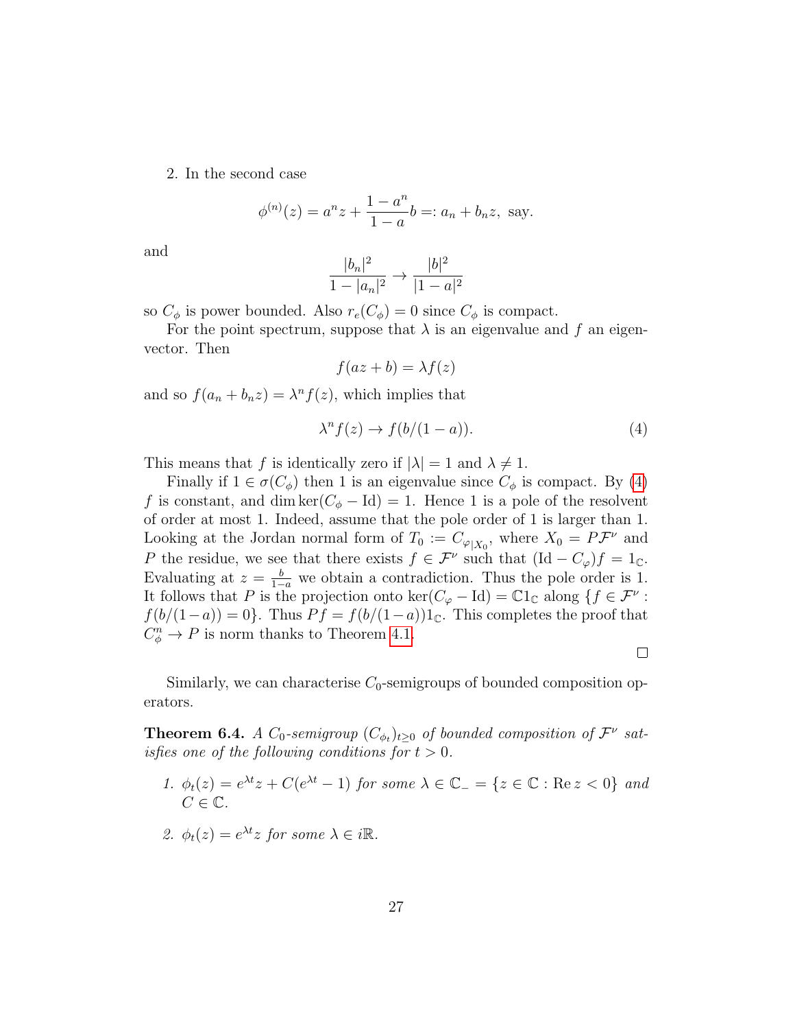2. In the second case

$$\phi^{(n)}(z) = a^n z + \frac{1-a^n}{1-a} b =: a_n + b_n z, \text{ say.}$$

and

$$\frac{|b_n|^2}{1-|a_n|^2} \to \frac{|b|^2}{|1-a|^2}$$

so $C_\phi$ is power bounded. Also $r_e(C_\phi) = 0$ since $C_\phi$ is compact.

For the point spectrum, suppose that $\lambda$ is an eigenvalue and $f$ an eigenvector. Then

$$f(az+b) = \lambda f(z)$$

and so $f(a_n + b_n z) = \lambda^n f(z)$, which implies that

$$\lambda^n f(z) \to f(b/(1-a)). \tag{4}$$

This means that $f$ is identically zero if $|\lambda| = 1$ and $\lambda \neq 1$.

Finally if $1 \in \sigma(C_\phi)$ then 1 is an eigenvalue since $C_\phi$ is compact. By (4) $f$ is constant, and $\dim \ker(C_\phi - \mathrm{Id}) = 1$. Hence 1 is a pole of the resolvent of order at most 1. Indeed, assume that the pole order of 1 is larger than 1. Looking at the Jordan normal form of $T_0 := C_{\varphi|X_0}$, where $X_0 = P\mathcal{F}^\nu$ and $P$ the residue, we see that there exists $f \in \mathcal{F}^\nu$ such that $(\mathrm{Id} - C_\varphi)f = 1_\mathbb{C}$. Evaluating at $z = \frac{b}{1-a}$ we obtain a contradiction. Thus the pole order is 1. It follows that $P$ is the projection onto $\ker(C_\varphi - \mathrm{Id}) = \mathbb{C}1_\mathbb{C}$ along $\{f \in \mathcal{F}^\nu : f(b/(1-a)) = 0\}$. Thus $Pf = f(b/(1-a))1_\mathbb{C}$. This completes the proof that $C_\phi^n \to P$ is norm thanks to Theorem 4.1.

□

Similarly, we can characterise $C_0$-semigroups of bounded composition operators.

**Theorem 6.4.** *A $C_0$-semigroup $(C_{\phi_t})_{t\geq 0}$ of bounded composition of $\mathcal{F}^\nu$ satisfies one of the following conditions for $t > 0$.*

1. *$\phi_t(z) = e^{\lambda t} z + C(e^{\lambda t} - 1)$ for some $\lambda \in \mathbb{C}_- = \{z \in \mathbb{C} : \operatorname{Re} z < 0\}$ and $C \in \mathbb{C}$.*

2. *$\phi_t(z) = e^{\lambda t} z$ for some $\lambda \in i\mathbb{R}$.*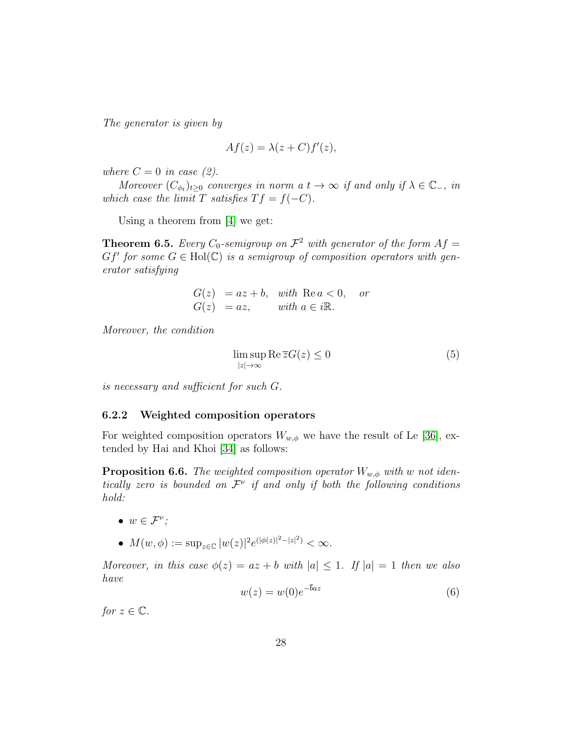*The generator is given by*

$$Af(z) = \lambda(z + C)f'(z),$$

*where $C = 0$ in case (2).*

*Moreover $(C_{\phi_t})_{t\geq 0}$ converges in norm a $t \to \infty$ if and only if $\lambda \in \mathbb{C}_-$, in which case the limit $T$ satisfies $Tf = f(-C)$.*

Using a theorem from [4] we get:

**Theorem 6.5.** *Every $C_0$-semigroup on $\mathcal{F}^2$ with generator of the form $Af = Gf'$ for some $G \in \operatorname{Hol}(\mathbb{C})$ is a semigroup of composition operators with generator satisfying*

$$\begin{array}{lll} G(z) & = az + b, & \text{with } \operatorname{Re} a < 0, \quad \text{or} \\ G(z) & = az, & \text{with } a \in i\mathbb{R}. \end{array}$$

*Moreover, the condition*

$$\limsup_{|z|\to\infty} \operatorname{Re} \overline{z} G(z) \leq 0 \tag{5}$$

*is necessary and sufficient for such $G$.*

### 6.2.2 Weighted composition operators

For weighted composition operators $W_{w,\phi}$ we have the result of Le [36], extended by Hai and Khoi [34] as follows:

**Proposition 6.6.** *The weighted composition operator $W_{w,\phi}$ with $w$ not identically zero is bounded on $\mathcal{F}^\nu$ if and only if both the following conditions hold:*

- $w \in \mathcal{F}^\nu$;
- $M(w, \phi) := \sup_{z\in\mathbb{C}} |w(z)|^2 e^{(|\phi(z)|^2 - |z|^2)} < \infty$.

*Moreover, in this case $\phi(z) = az + b$ with $|a| \leq 1$. If $|a| = 1$ then we also have*

$$w(z) = w(0)e^{-\overline{b}az} \tag{6}$$

*for $z \in \mathbb{C}$.*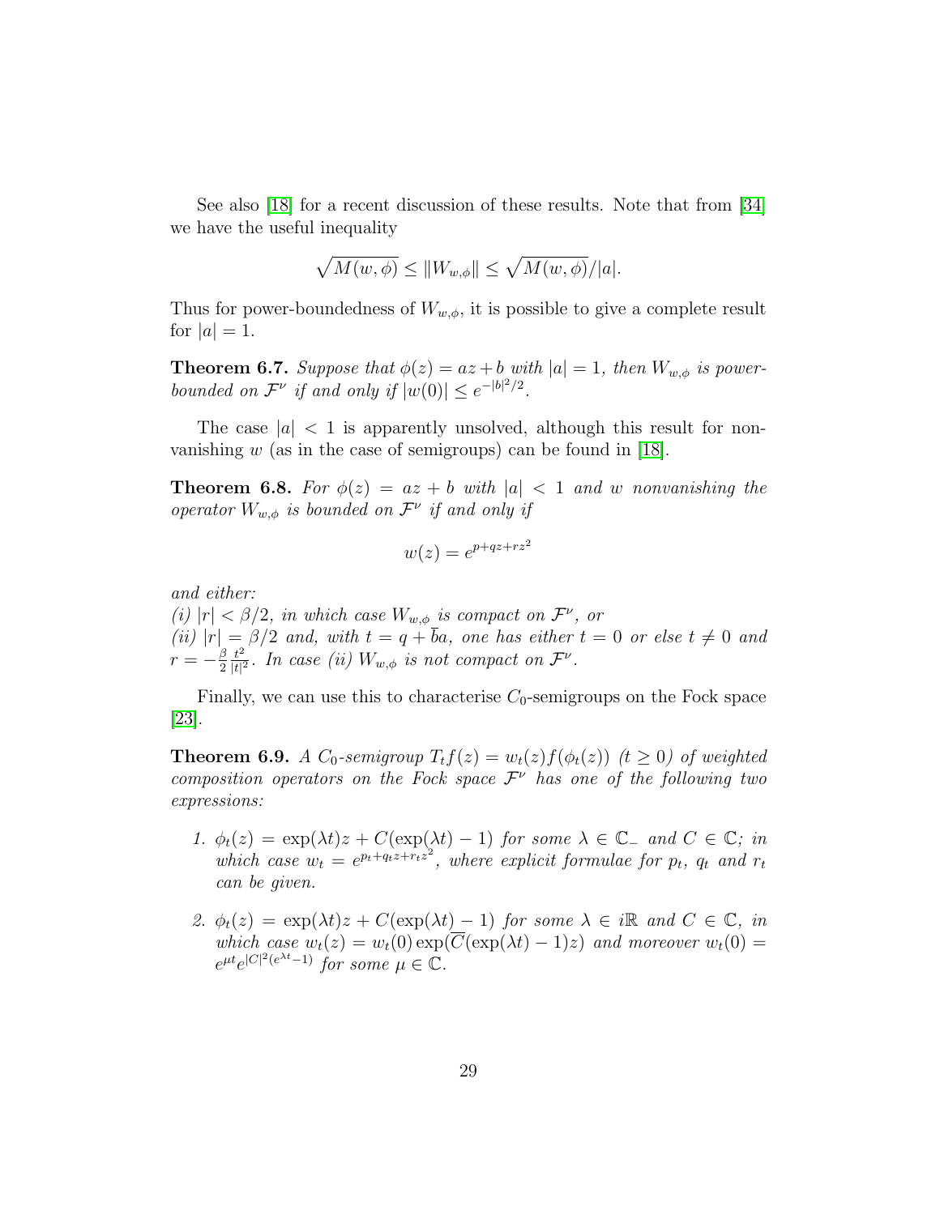See also [18] for a recent discussion of these results. Note that from [34] we have the useful inequality

$$\sqrt{M(w,\phi)} \leq \|W_{w,\phi}\| \leq \sqrt{M(w,\phi)}/|a|.$$

Thus for power-boundedness of $W_{w,\phi}$, it is possible to give a complete result for $|a| = 1$.

**Theorem 6.7.** *Suppose that $\phi(z) = az + b$ with $|a| = 1$, then $W_{w,\phi}$ is power-bounded on $\mathcal{F}^\nu$ if and only if $|w(0)| \leq e^{-|b|^2/2}$.*

The case $|a| < 1$ is apparently unsolved, although this result for non-vanishing $w$ (as in the case of semigroups) can be found in [18].

**Theorem 6.8.** *For $\phi(z) = az + b$ with $|a| < 1$ and $w$ nonvanishing the operator $W_{w,\phi}$ is bounded on $\mathcal{F}^\nu$ if and only if*

$$w(z) = e^{p+qz+rz^2}$$

*and either:*
*(i) $|r| < \beta/2$, in which case $W_{w,\phi}$ is compact on $\mathcal{F}^\nu$, or*
*(ii) $|r| = \beta/2$ and, with $t = q + \overline{b}a$, one has either $t = 0$ or else $t \neq 0$ and $r = -\frac{\beta}{2}\frac{t^2}{|t|^2}$. In case (ii) $W_{w,\phi}$ is not compact on $\mathcal{F}^\nu$.*

Finally, we can use this to characterise $C_0$-semigroups on the Fock space [23].

**Theorem 6.9.** *A $C_0$-semigroup $T_t f(z) = w_t(z) f(\phi_t(z))$ $(t \geq 0)$ of weighted composition operators on the Fock space $\mathcal{F}^\nu$ has one of the following two expressions:*

1. *$\phi_t(z) = \exp(\lambda t)z + C(\exp(\lambda t) - 1)$ for some $\lambda \in \mathbb{C}_-$ and $C \in \mathbb{C}$; in which case $w_t = e^{p_t + q_t z + r_t z^2}$, where explicit formulae for $p_t$, $q_t$ and $r_t$ can be given.*

2. *$\phi_t(z) = \exp(\lambda t)z + C(\exp(\lambda t) - 1)$ for some $\lambda \in i\mathbb{R}$ and $C \in \mathbb{C}$, in which case $w_t(z) = w_t(0)\exp(\overline{C}(\exp(\lambda t) - 1)z)$ and moreover $w_t(0) = e^{\mu t} e^{|C|^2(e^{\lambda t} - 1)}$ for some $\mu \in \mathbb{C}$.*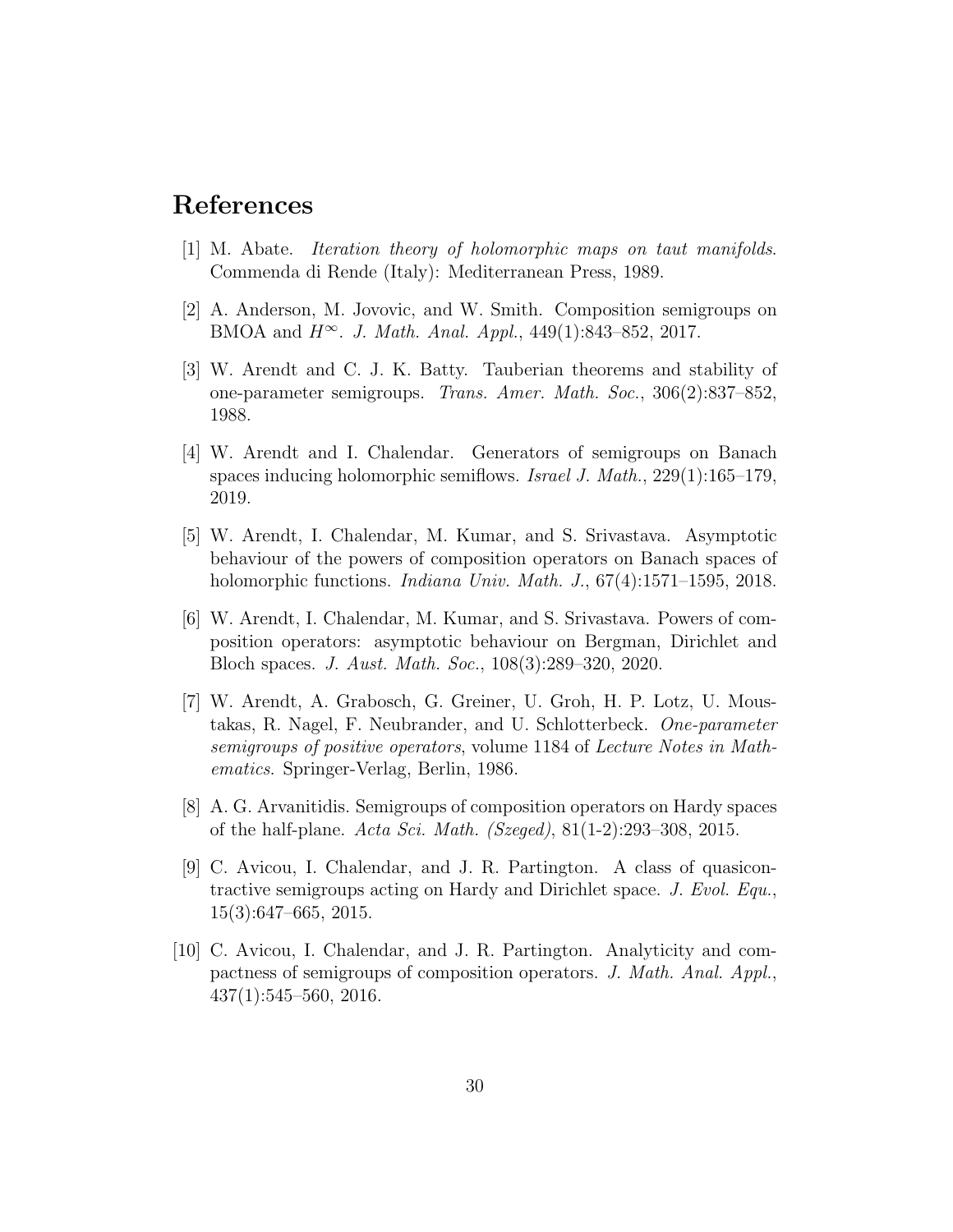# References

[1] M. Abate. *Iteration theory of holomorphic maps on taut manifolds*. Commenda di Rende (Italy): Mediterranean Press, 1989.

[2] A. Anderson, M. Jovovic, and W. Smith. Composition semigroups on BMOA and $H^\infty$. *J. Math. Anal. Appl.*, 449(1):843–852, 2017.

[3] W. Arendt and C. J. K. Batty. Tauberian theorems and stability of one-parameter semigroups. *Trans. Amer. Math. Soc.*, 306(2):837–852, 1988.

[4] W. Arendt and I. Chalendar. Generators of semigroups on Banach spaces inducing holomorphic semiflows. *Israel J. Math.*, 229(1):165–179, 2019.

[5] W. Arendt, I. Chalendar, M. Kumar, and S. Srivastava. Asymptotic behaviour of the powers of composition operators on Banach spaces of holomorphic functions. *Indiana Univ. Math. J.*, 67(4):1571–1595, 2018.

[6] W. Arendt, I. Chalendar, M. Kumar, and S. Srivastava. Powers of composition operators: asymptotic behaviour on Bergman, Dirichlet and Bloch spaces. *J. Aust. Math. Soc.*, 108(3):289–320, 2020.

[7] W. Arendt, A. Grabosch, G. Greiner, U. Groh, H. P. Lotz, U. Moustakas, R. Nagel, F. Neubrander, and U. Schlotterbeck. *One-parameter semigroups of positive operators*, volume 1184 of *Lecture Notes in Mathematics*. Springer-Verlag, Berlin, 1986.

[8] A. G. Arvanitidis. Semigroups of composition operators on Hardy spaces of the half-plane. *Acta Sci. Math. (Szeged)*, 81(1-2):293–308, 2015.

[9] C. Avicou, I. Chalendar, and J. R. Partington. A class of quasicontractive semigroups acting on Hardy and Dirichlet space. *J. Evol. Equ.*, 15(3):647–665, 2015.

[10] C. Avicou, I. Chalendar, and J. R. Partington. Analyticity and compactness of semigroups of composition operators. *J. Math. Anal. Appl.*, 437(1):545–560, 2016.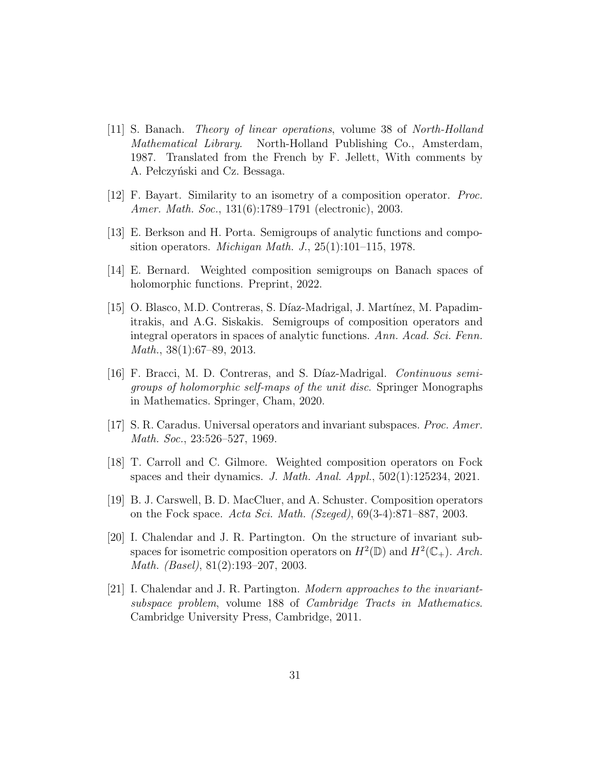[11] S. Banach. *Theory of linear operations*, volume 38 of *North-Holland Mathematical Library*. North-Holland Publishing Co., Amsterdam, 1987. Translated from the French by F. Jellett, With comments by A. Pełczyński and Cz. Bessaga.

[12] F. Bayart. Similarity to an isometry of a composition operator. *Proc. Amer. Math. Soc.*, 131(6):1789–1791 (electronic), 2003.

[13] E. Berkson and H. Porta. Semigroups of analytic functions and composition operators. *Michigan Math. J.*, 25(1):101–115, 1978.

[14] E. Bernard. Weighted composition semigroups on Banach spaces of holomorphic functions. Preprint, 2022.

[15] O. Blasco, M.D. Contreras, S. Díaz-Madrigal, J. Martínez, M. Papadimitrakis, and A.G. Siskakis. Semigroups of composition operators and integral operators in spaces of analytic functions. *Ann. Acad. Sci. Fenn. Math.*, 38(1):67–89, 2013.

[16] F. Bracci, M. D. Contreras, and S. Díaz-Madrigal. *Continuous semigroups of holomorphic self-maps of the unit disc*. Springer Monographs in Mathematics. Springer, Cham, 2020.

[17] S. R. Caradus. Universal operators and invariant subspaces. *Proc. Amer. Math. Soc.*, 23:526–527, 1969.

[18] T. Carroll and C. Gilmore. Weighted composition operators on Fock spaces and their dynamics. *J. Math. Anal. Appl.*, 502(1):125234, 2021.

[19] B. J. Carswell, B. D. MacCluer, and A. Schuster. Composition operators on the Fock space. *Acta Sci. Math. (Szeged)*, 69(3-4):871–887, 2003.

[20] I. Chalendar and J. R. Partington. On the structure of invariant subspaces for isometric composition operators on $H^2(\mathbb{D})$ and $H^2(\mathbb{C}_+)$. *Arch. Math. (Basel)*, 81(2):193–207, 2003.

[21] I. Chalendar and J. R. Partington. *Modern approaches to the invariant-subspace problem*, volume 188 of *Cambridge Tracts in Mathematics*. Cambridge University Press, Cambridge, 2011.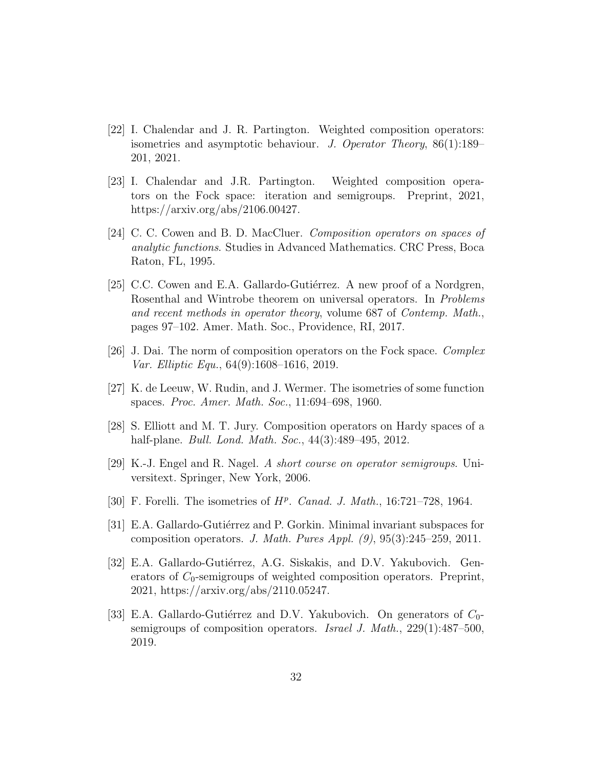[22] I. Chalendar and J. R. Partington. Weighted composition operators: isometries and asymptotic behaviour. *J. Operator Theory*, 86(1):189–201, 2021.

[23] I. Chalendar and J.R. Partington. Weighted composition operators on the Fock space: iteration and semigroups. Preprint, 2021, https://arxiv.org/abs/2106.00427.

[24] C. C. Cowen and B. D. MacCluer. *Composition operators on spaces of analytic functions*. Studies in Advanced Mathematics. CRC Press, Boca Raton, FL, 1995.

[25] C.C. Cowen and E.A. Gallardo-Gutiérrez. A new proof of a Nordgren, Rosenthal and Wintrobe theorem on universal operators. In *Problems and recent methods in operator theory*, volume 687 of *Contemp. Math.*, pages 97–102. Amer. Math. Soc., Providence, RI, 2017.

[26] J. Dai. The norm of composition operators on the Fock space. *Complex Var. Elliptic Equ.*, 64(9):1608–1616, 2019.

[27] K. de Leeuw, W. Rudin, and J. Wermer. The isometries of some function spaces. *Proc. Amer. Math. Soc.*, 11:694–698, 1960.

[28] S. Elliott and M. T. Jury. Composition operators on Hardy spaces of a half-plane. *Bull. Lond. Math. Soc.*, 44(3):489–495, 2012.

[29] K.-J. Engel and R. Nagel. *A short course on operator semigroups*. Universitext. Springer, New York, 2006.

[30] F. Forelli. The isometries of $H^p$. *Canad. J. Math.*, 16:721–728, 1964.

[31] E.A. Gallardo-Gutiérrez and P. Gorkin. Minimal invariant subspaces for composition operators. *J. Math. Pures Appl. (9)*, 95(3):245–259, 2011.

[32] E.A. Gallardo-Gutiérrez, A.G. Siskakis, and D.V. Yakubovich. Generators of $C_0$-semigroups of weighted composition operators. Preprint, 2021, https://arxiv.org/abs/2110.05247.

[33] E.A. Gallardo-Gutiérrez and D.V. Yakubovich. On generators of $C_0$-semigroups of composition operators. *Israel J. Math.*, 229(1):487–500, 2019.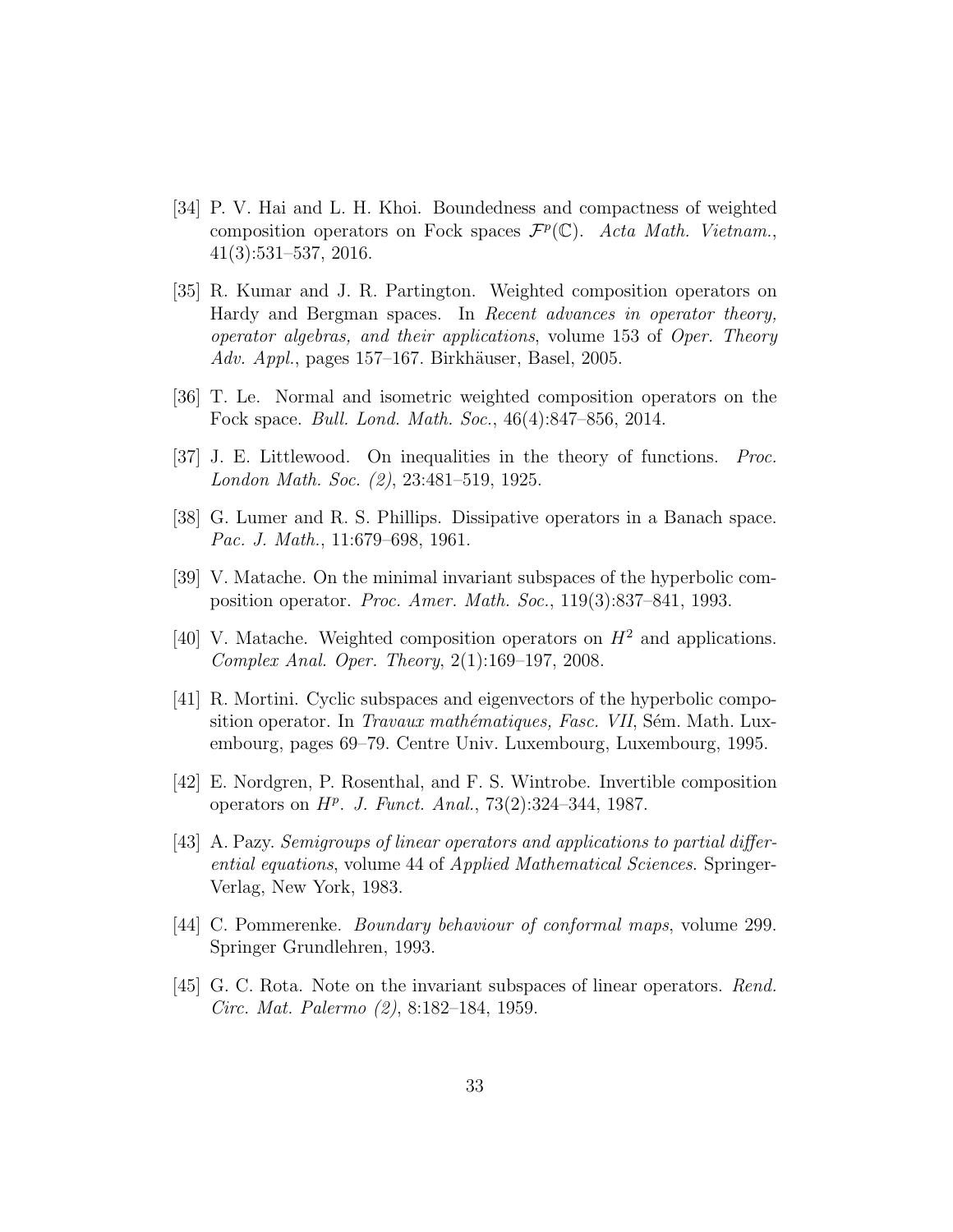[34] P. V. Hai and L. H. Khoi. Boundedness and compactness of weighted composition operators on Fock spaces $\mathcal{F}^p(\mathbb{C})$. *Acta Math. Vietnam.*, 41(3):531–537, 2016.

[35] R. Kumar and J. R. Partington. Weighted composition operators on Hardy and Bergman spaces. In *Recent advances in operator theory, operator algebras, and their applications*, volume 153 of *Oper. Theory Adv. Appl.*, pages 157–167. Birkhäuser, Basel, 2005.

[36] T. Le. Normal and isometric weighted composition operators on the Fock space. *Bull. Lond. Math. Soc.*, 46(4):847–856, 2014.

[37] J. E. Littlewood. On inequalities in the theory of functions. *Proc. London Math. Soc. (2)*, 23:481–519, 1925.

[38] G. Lumer and R. S. Phillips. Dissipative operators in a Banach space. *Pac. J. Math.*, 11:679–698, 1961.

[39] V. Matache. On the minimal invariant subspaces of the hyperbolic composition operator. *Proc. Amer. Math. Soc.*, 119(3):837–841, 1993.

[40] V. Matache. Weighted composition operators on $H^2$ and applications. *Complex Anal. Oper. Theory*, 2(1):169–197, 2008.

[41] R. Mortini. Cyclic subspaces and eigenvectors of the hyperbolic composition operator. In *Travaux mathématiques, Fasc. VII*, Sém. Math. Luxembourg, pages 69–79. Centre Univ. Luxembourg, Luxembourg, 1995.

[42] E. Nordgren, P. Rosenthal, and F. S. Wintrobe. Invertible composition operators on $H^p$. *J. Funct. Anal.*, 73(2):324–344, 1987.

[43] A. Pazy. *Semigroups of linear operators and applications to partial differential equations*, volume 44 of *Applied Mathematical Sciences*. Springer-Verlag, New York, 1983.

[44] C. Pommerenke. *Boundary behaviour of conformal maps*, volume 299. Springer Grundlehren, 1993.

[45] G. C. Rota. Note on the invariant subspaces of linear operators. *Rend. Circ. Mat. Palermo (2)*, 8:182–184, 1959.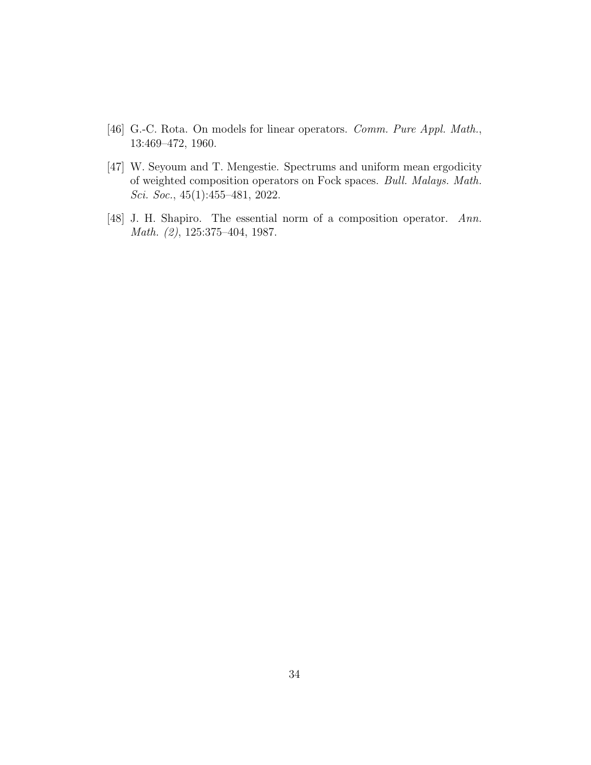[46] G.-C. Rota. On models for linear operators. *Comm. Pure Appl. Math.*, 13:469–472, 1960.

[47] W. Seyoum and T. Mengestie. Spectrums and uniform mean ergodicity of weighted composition operators on Fock spaces. *Bull. Malays. Math. Sci. Soc.*, 45(1):455–481, 2022.

[48] J. H. Shapiro. The essential norm of a composition operator. *Ann. Math. (2)*, 125:375–404, 1987.